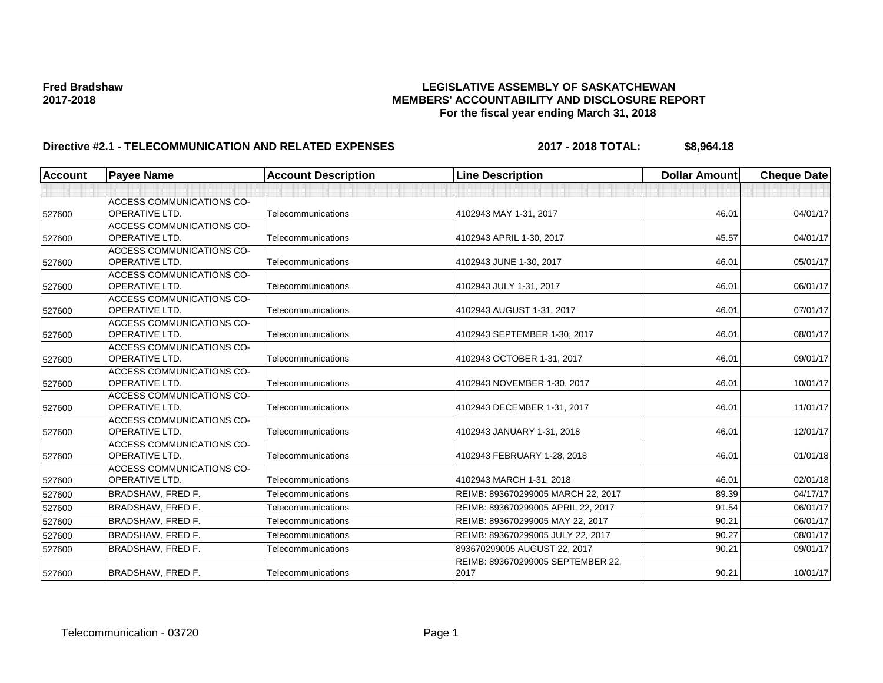**Fred Bradshaw**
**2017-2018**

**LEGISLATIVE ASSEMBLY OF SASKATCHEWAN**
**MEMBERS' ACCOUNTABILITY AND DISCLOSURE REPORT**
**For the fiscal year ending March 31, 2018**

**Directive #2.1 - TELECOMMUNICATION AND RELATED EXPENSES** **2017 - 2018 TOTAL: $8,964.18**

| Account | Payee Name | Account Description | Line Description | Dollar Amount | Cheque Date |
|---|---|---|---|---|---|
| | | | | | |
| 527600 | ACCESS COMMUNICATIONS CO-OPERATIVE LTD. | Telecommunications | 4102943 MAY 1-31, 2017 | 46.01 | 04/01/17 |
| 527600 | ACCESS COMMUNICATIONS CO-OPERATIVE LTD. | Telecommunications | 4102943 APRIL 1-30, 2017 | 45.57 | 04/01/17 |
| 527600 | ACCESS COMMUNICATIONS CO-OPERATIVE LTD. | Telecommunications | 4102943 JUNE 1-30, 2017 | 46.01 | 05/01/17 |
| 527600 | ACCESS COMMUNICATIONS CO-OPERATIVE LTD. | Telecommunications | 4102943 JULY 1-31, 2017 | 46.01 | 06/01/17 |
| 527600 | ACCESS COMMUNICATIONS CO-OPERATIVE LTD. | Telecommunications | 4102943 AUGUST 1-31, 2017 | 46.01 | 07/01/17 |
| 527600 | ACCESS COMMUNICATIONS CO-OPERATIVE LTD. | Telecommunications | 4102943 SEPTEMBER 1-30, 2017 | 46.01 | 08/01/17 |
| 527600 | ACCESS COMMUNICATIONS CO-OPERATIVE LTD. | Telecommunications | 4102943 OCTOBER 1-31, 2017 | 46.01 | 09/01/17 |
| 527600 | ACCESS COMMUNICATIONS CO-OPERATIVE LTD. | Telecommunications | 4102943 NOVEMBER 1-30, 2017 | 46.01 | 10/01/17 |
| 527600 | ACCESS COMMUNICATIONS CO-OPERATIVE LTD. | Telecommunications | 4102943 DECEMBER 1-31, 2017 | 46.01 | 11/01/17 |
| 527600 | ACCESS COMMUNICATIONS CO-OPERATIVE LTD. | Telecommunications | 4102943 JANUARY 1-31, 2018 | 46.01 | 12/01/17 |
| 527600 | ACCESS COMMUNICATIONS CO-OPERATIVE LTD. | Telecommunications | 4102943 FEBRUARY 1-28, 2018 | 46.01 | 01/01/18 |
| 527600 | ACCESS COMMUNICATIONS CO-OPERATIVE LTD. | Telecommunications | 4102943 MARCH 1-31, 2018 | 46.01 | 02/01/18 |
| 527600 | BRADSHAW, FRED F. | Telecommunications | REIMB: 893670299005 MARCH 22, 2017 | 89.39 | 04/17/17 |
| 527600 | BRADSHAW, FRED F. | Telecommunications | REIMB: 893670299005 APRIL 22, 2017 | 91.54 | 06/01/17 |
| 527600 | BRADSHAW, FRED F. | Telecommunications | REIMB: 893670299005 MAY 22, 2017 | 90.21 | 06/01/17 |
| 527600 | BRADSHAW, FRED F. | Telecommunications | REIMB: 893670299005 JULY 22, 2017 | 90.27 | 08/01/17 |
| 527600 | BRADSHAW, FRED F. | Telecommunications | 893670299005 AUGUST 22, 2017 | 90.21 | 09/01/17 |
| 527600 | BRADSHAW, FRED F. | Telecommunications | REIMB: 893670299005 SEPTEMBER 22, 2017 | 90.21 | 10/01/17 |

Telecommunication - 03720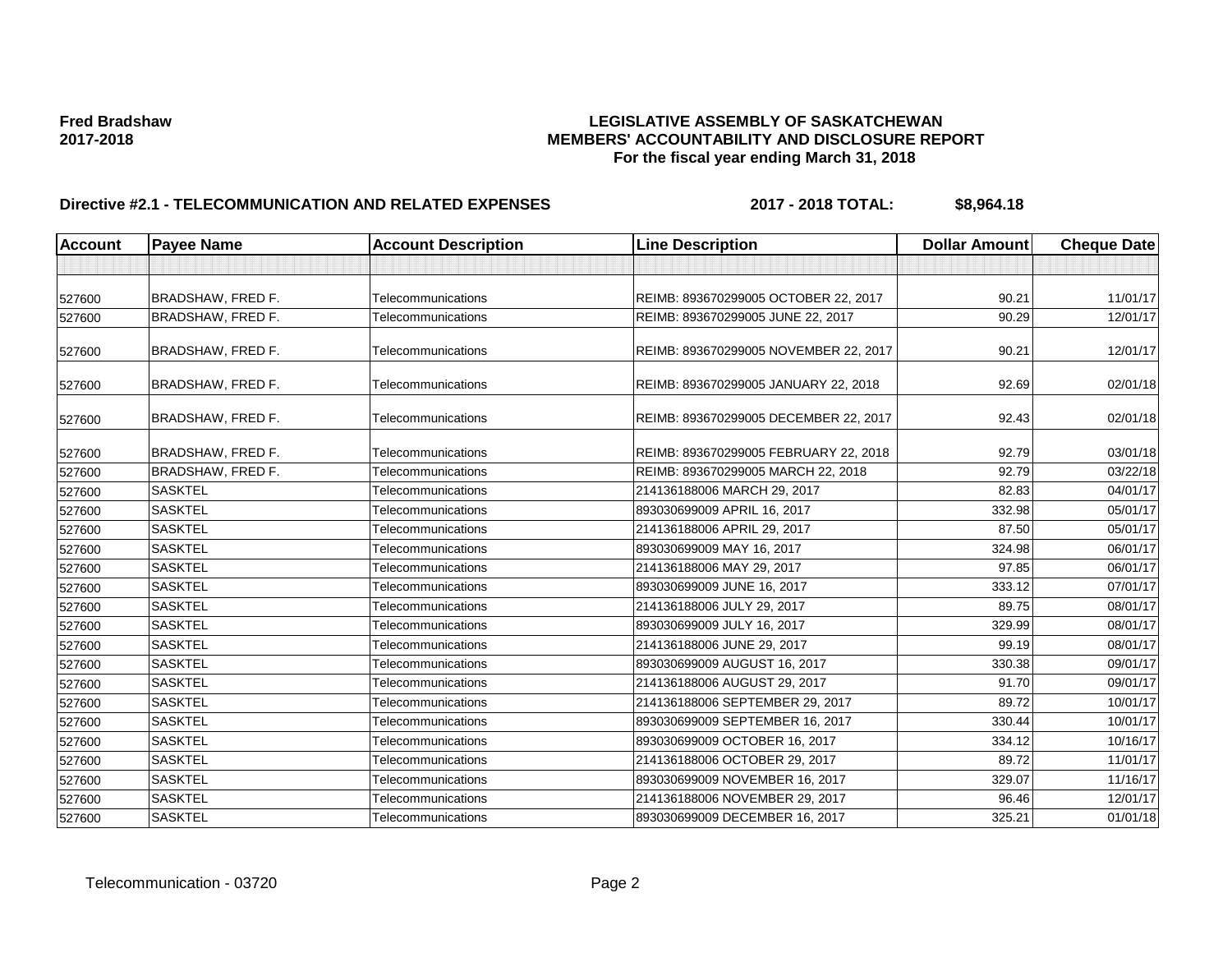**Fred Bradshaw**
**2017-2018**

**LEGISLATIVE ASSEMBLY OF SASKATCHEWAN**
**MEMBERS' ACCOUNTABILITY AND DISCLOSURE REPORT**
**For the fiscal year ending March 31, 2018**

**Directive #2.1 - TELECOMMUNICATION AND RELATED EXPENSES** **2017 - 2018 TOTAL: $8,964.18**

| Account | Payee Name | Account Description | Line Description | Dollar Amount | Cheque Date |
|---|---|---|---|---|---|
| | | | | | |
| 527600 | BRADSHAW, FRED F. | Telecommunications | REIMB: 893670299005 OCTOBER 22, 2017 | 90.21 | 11/01/17 |
| 527600 | BRADSHAW, FRED F. | Telecommunications | REIMB: 893670299005 JUNE 22, 2017 | 90.29 | 12/01/17 |
| 527600 | BRADSHAW, FRED F. | Telecommunications | REIMB: 893670299005 NOVEMBER 22, 2017 | 90.21 | 12/01/17 |
| 527600 | BRADSHAW, FRED F. | Telecommunications | REIMB: 893670299005 JANUARY 22, 2018 | 92.69 | 02/01/18 |
| 527600 | BRADSHAW, FRED F. | Telecommunications | REIMB: 893670299005 DECEMBER 22, 2017 | 92.43 | 02/01/18 |
| 527600 | BRADSHAW, FRED F. | Telecommunications | REIMB: 893670299005 FEBRUARY 22, 2018 | 92.79 | 03/01/18 |
| 527600 | BRADSHAW, FRED F. | Telecommunications | REIMB: 893670299005 MARCH 22, 2018 | 92.79 | 03/22/18 |
| 527600 | SASKTEL | Telecommunications | 214136188006 MARCH 29, 2017 | 82.83 | 04/01/17 |
| 527600 | SASKTEL | Telecommunications | 893030699009 APRIL 16, 2017 | 332.98 | 05/01/17 |
| 527600 | SASKTEL | Telecommunications | 214136188006 APRIL 29, 2017 | 87.50 | 05/01/17 |
| 527600 | SASKTEL | Telecommunications | 893030699009 MAY 16, 2017 | 324.98 | 06/01/17 |
| 527600 | SASKTEL | Telecommunications | 214136188006 MAY 29, 2017 | 97.85 | 06/01/17 |
| 527600 | SASKTEL | Telecommunications | 893030699009 JUNE 16, 2017 | 333.12 | 07/01/17 |
| 527600 | SASKTEL | Telecommunications | 214136188006 JULY 29, 2017 | 89.75 | 08/01/17 |
| 527600 | SASKTEL | Telecommunications | 893030699009 JULY 16, 2017 | 329.99 | 08/01/17 |
| 527600 | SASKTEL | Telecommunications | 214136188006 JUNE 29, 2017 | 99.19 | 08/01/17 |
| 527600 | SASKTEL | Telecommunications | 893030699009 AUGUST 16, 2017 | 330.38 | 09/01/17 |
| 527600 | SASKTEL | Telecommunications | 214136188006 AUGUST 29, 2017 | 91.70 | 09/01/17 |
| 527600 | SASKTEL | Telecommunications | 214136188006 SEPTEMBER 29, 2017 | 89.72 | 10/01/17 |
| 527600 | SASKTEL | Telecommunications | 893030699009 SEPTEMBER 16, 2017 | 330.44 | 10/01/17 |
| 527600 | SASKTEL | Telecommunications | 893030699009 OCTOBER 16, 2017 | 334.12 | 10/16/17 |
| 527600 | SASKTEL | Telecommunications | 214136188006 OCTOBER 29, 2017 | 89.72 | 11/01/17 |
| 527600 | SASKTEL | Telecommunications | 893030699009 NOVEMBER 16, 2017 | 329.07 | 11/16/17 |
| 527600 | SASKTEL | Telecommunications | 214136188006 NOVEMBER 29, 2017 | 96.46 | 12/01/17 |
| 527600 | SASKTEL | Telecommunications | 893030699009 DECEMBER 16, 2017 | 325.21 | 01/01/18 |

Telecommunication - 03720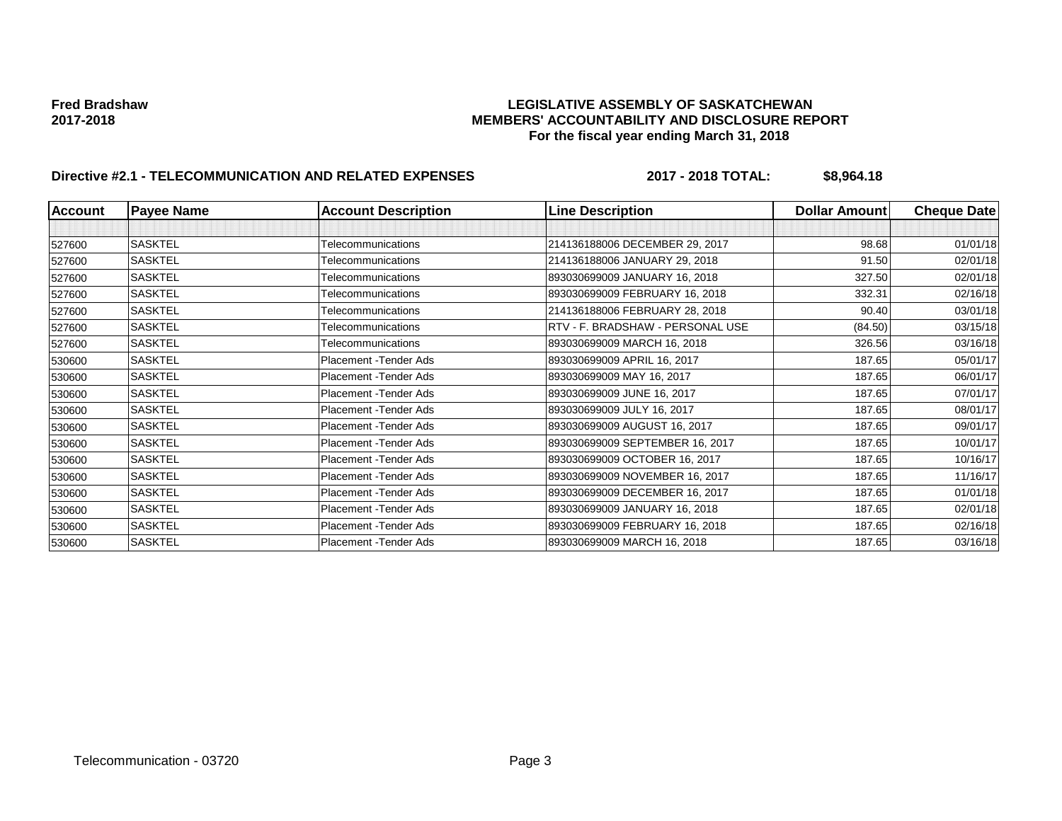**Fred Bradshaw**
**2017-2018**

# LEGISLATIVE ASSEMBLY OF SASKATCHEWAN
## MEMBERS' ACCOUNTABILITY AND DISCLOSURE REPORT
### For the fiscal year ending March 31, 2018

**Directive #2.1 - TELECOMMUNICATION AND RELATED EXPENSES** **2017 - 2018 TOTAL: $8,964.18**

| Account | Payee Name | Account Description | Line Description | Dollar Amount | Cheque Date |
|---|---|---|---|---|---|
| | | | | | |
| 527600 | SASKTEL | Telecommunications | 214136188006 DECEMBER 29, 2017 | 98.68 | 01/01/18 |
| 527600 | SASKTEL | Telecommunications | 214136188006 JANUARY 29, 2018 | 91.50 | 02/01/18 |
| 527600 | SASKTEL | Telecommunications | 893030699009 JANUARY 16, 2018 | 327.50 | 02/01/18 |
| 527600 | SASKTEL | Telecommunications | 893030699009 FEBRUARY 16, 2018 | 332.31 | 02/16/18 |
| 527600 | SASKTEL | Telecommunications | 214136188006 FEBRUARY 28, 2018 | 90.40 | 03/01/18 |
| 527600 | SASKTEL | Telecommunications | RTV - F. BRADSHAW - PERSONAL USE | (84.50) | 03/15/18 |
| 527600 | SASKTEL | Telecommunications | 893030699009 MARCH 16, 2018 | 326.56 | 03/16/18 |
| 530600 | SASKTEL | Placement -Tender Ads | 893030699009 APRIL 16, 2017 | 187.65 | 05/01/17 |
| 530600 | SASKTEL | Placement -Tender Ads | 893030699009 MAY 16, 2017 | 187.65 | 06/01/17 |
| 530600 | SASKTEL | Placement -Tender Ads | 893030699009 JUNE 16, 2017 | 187.65 | 07/01/17 |
| 530600 | SASKTEL | Placement -Tender Ads | 893030699009 JULY 16, 2017 | 187.65 | 08/01/17 |
| 530600 | SASKTEL | Placement -Tender Ads | 893030699009 AUGUST 16, 2017 | 187.65 | 09/01/17 |
| 530600 | SASKTEL | Placement -Tender Ads | 893030699009 SEPTEMBER 16, 2017 | 187.65 | 10/01/17 |
| 530600 | SASKTEL | Placement -Tender Ads | 893030699009 OCTOBER 16, 2017 | 187.65 | 10/16/17 |
| 530600 | SASKTEL | Placement -Tender Ads | 893030699009 NOVEMBER 16, 2017 | 187.65 | 11/16/17 |
| 530600 | SASKTEL | Placement -Tender Ads | 893030699009 DECEMBER 16, 2017 | 187.65 | 01/01/18 |
| 530600 | SASKTEL | Placement -Tender Ads | 893030699009 JANUARY 16, 2018 | 187.65 | 02/01/18 |
| 530600 | SASKTEL | Placement -Tender Ads | 893030699009 FEBRUARY 16, 2018 | 187.65 | 02/16/18 |
| 530600 | SASKTEL | Placement -Tender Ads | 893030699009 MARCH 16, 2018 | 187.65 | 03/16/18 |

Telecommunication - 03720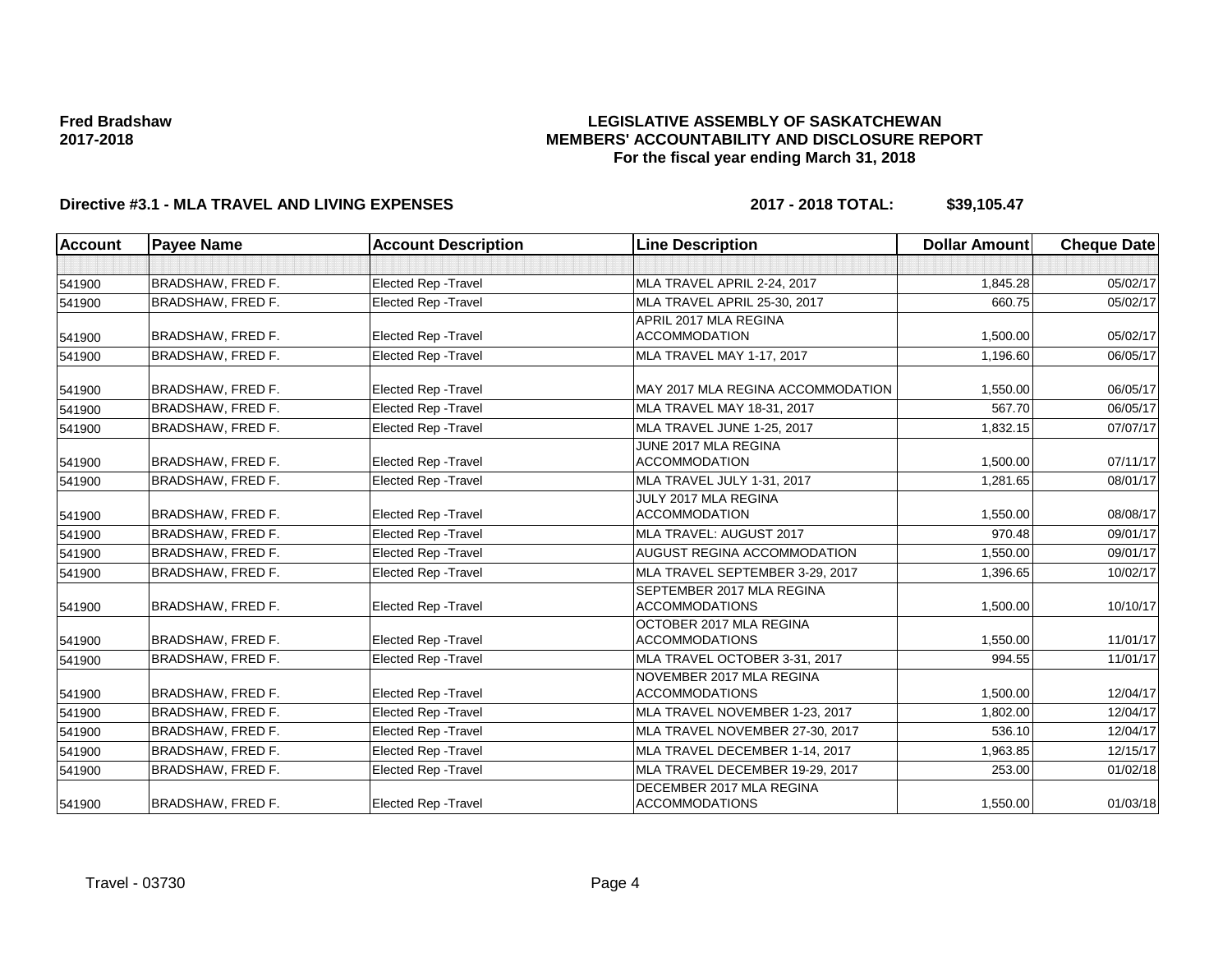**Fred Bradshaw**
**2017-2018**

# LEGISLATIVE ASSEMBLY OF SASKATCHEWAN
## MEMBERS' ACCOUNTABILITY AND DISCLOSURE REPORT
### For the fiscal year ending March 31, 2018

**Directive #3.1 - MLA TRAVEL AND LIVING EXPENSES** **2017 - 2018 TOTAL: $39,105.47**

| Account | Payee Name | Account Description | Line Description | Dollar Amount | Cheque Date |
|---|---|---|---|---|---|
| | | | | | |
| 541900 | BRADSHAW, FRED F. | Elected Rep -Travel | MLA TRAVEL APRIL 2-24, 2017 | 1,845.28 | 05/02/17 |
| 541900 | BRADSHAW, FRED F. | Elected Rep -Travel | MLA TRAVEL APRIL 25-30, 2017 | 660.75 | 05/02/17 |
| 541900 | BRADSHAW, FRED F. | Elected Rep -Travel | APRIL 2017 MLA REGINA ACCOMMODATION | 1,500.00 | 05/02/17 |
| 541900 | BRADSHAW, FRED F. | Elected Rep -Travel | MLA TRAVEL MAY 1-17, 2017 | 1,196.60 | 06/05/17 |
| 541900 | BRADSHAW, FRED F. | Elected Rep -Travel | MAY 2017 MLA REGINA ACCOMMODATION | 1,550.00 | 06/05/17 |
| 541900 | BRADSHAW, FRED F. | Elected Rep -Travel | MLA TRAVEL MAY 18-31, 2017 | 567.70 | 06/05/17 |
| 541900 | BRADSHAW, FRED F. | Elected Rep -Travel | MLA TRAVEL JUNE 1-25, 2017 | 1,832.15 | 07/07/17 |
| 541900 | BRADSHAW, FRED F. | Elected Rep -Travel | JUNE 2017 MLA REGINA ACCOMMODATION | 1,500.00 | 07/11/17 |
| 541900 | BRADSHAW, FRED F. | Elected Rep -Travel | MLA TRAVEL JULY 1-31, 2017 | 1,281.65 | 08/01/17 |
| 541900 | BRADSHAW, FRED F. | Elected Rep -Travel | JULY 2017 MLA REGINA ACCOMMODATION | 1,550.00 | 08/08/17 |
| 541900 | BRADSHAW, FRED F. | Elected Rep -Travel | MLA TRAVEL: AUGUST 2017 | 970.48 | 09/01/17 |
| 541900 | BRADSHAW, FRED F. | Elected Rep -Travel | AUGUST REGINA ACCOMMODATION | 1,550.00 | 09/01/17 |
| 541900 | BRADSHAW, FRED F. | Elected Rep -Travel | MLA TRAVEL SEPTEMBER 3-29, 2017 | 1,396.65 | 10/02/17 |
| 541900 | BRADSHAW, FRED F. | Elected Rep -Travel | SEPTEMBER 2017 MLA REGINA ACCOMMODATIONS | 1,500.00 | 10/10/17 |
| 541900 | BRADSHAW, FRED F. | Elected Rep -Travel | OCTOBER 2017 MLA REGINA ACCOMMODATIONS | 1,550.00 | 11/01/17 |
| 541900 | BRADSHAW, FRED F. | Elected Rep -Travel | MLA TRAVEL OCTOBER 3-31, 2017 | 994.55 | 11/01/17 |
| 541900 | BRADSHAW, FRED F. | Elected Rep -Travel | NOVEMBER 2017 MLA REGINA ACCOMMODATIONS | 1,500.00 | 12/04/17 |
| 541900 | BRADSHAW, FRED F. | Elected Rep -Travel | MLA TRAVEL NOVEMBER 1-23, 2017 | 1,802.00 | 12/04/17 |
| 541900 | BRADSHAW, FRED F. | Elected Rep -Travel | MLA TRAVEL NOVEMBER 27-30, 2017 | 536.10 | 12/04/17 |
| 541900 | BRADSHAW, FRED F. | Elected Rep -Travel | MLA TRAVEL DECEMBER 1-14, 2017 | 1,963.85 | 12/15/17 |
| 541900 | BRADSHAW, FRED F. | Elected Rep -Travel | MLA TRAVEL DECEMBER 19-29, 2017 | 253.00 | 01/02/18 |
| 541900 | BRADSHAW, FRED F. | Elected Rep -Travel | DECEMBER 2017 MLA REGINA ACCOMMODATIONS | 1,550.00 | 01/03/18 |

Travel - 03730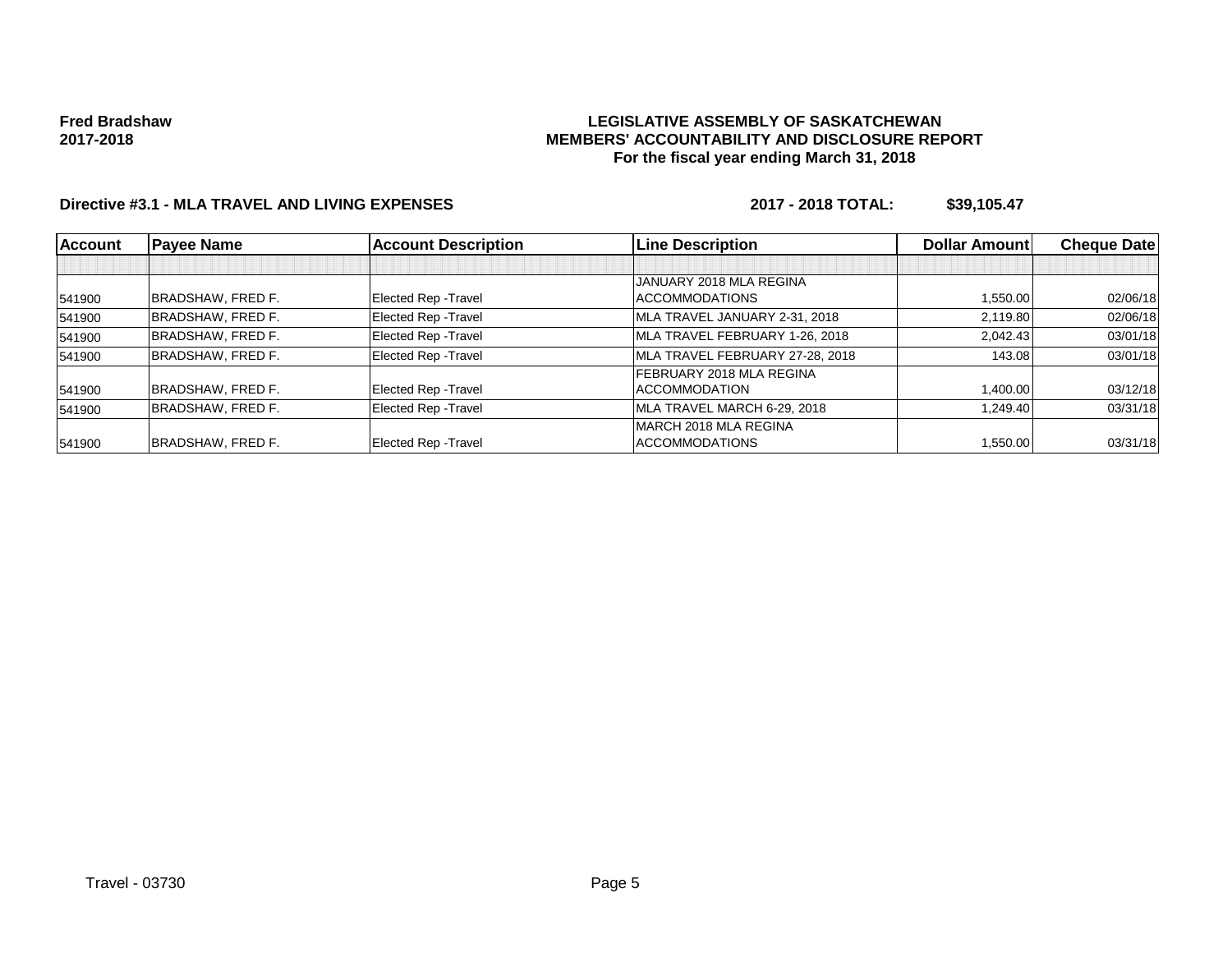**Fred Bradshaw**
**2017-2018**

**LEGISLATIVE ASSEMBLY OF SASKATCHEWAN**
**MEMBERS' ACCOUNTABILITY AND DISCLOSURE REPORT**
**For the fiscal year ending March 31, 2018**

**Directive #3.1 - MLA TRAVEL AND LIVING EXPENSES** **2017 - 2018 TOTAL: $39,105.47**

| Account | Payee Name | Account Description | Line Description | Dollar Amount | Cheque Date |
|---|---|---|---|---|---|
| | | | | | |
| 541900 | BRADSHAW, FRED F. | Elected Rep -Travel | JANUARY 2018 MLA REGINA ACCOMMODATIONS | 1,550.00 | 02/06/18 |
| 541900 | BRADSHAW, FRED F. | Elected Rep -Travel | MLA TRAVEL JANUARY 2-31, 2018 | 2,119.80 | 02/06/18 |
| 541900 | BRADSHAW, FRED F. | Elected Rep -Travel | MLA TRAVEL FEBRUARY 1-26, 2018 | 2,042.43 | 03/01/18 |
| 541900 | BRADSHAW, FRED F. | Elected Rep -Travel | MLA TRAVEL FEBRUARY 27-28, 2018 | 143.08 | 03/01/18 |
| 541900 | BRADSHAW, FRED F. | Elected Rep -Travel | FEBRUARY 2018 MLA REGINA ACCOMMODATION | 1,400.00 | 03/12/18 |
| 541900 | BRADSHAW, FRED F. | Elected Rep -Travel | MLA TRAVEL MARCH 6-29, 2018 | 1,249.40 | 03/31/18 |
| 541900 | BRADSHAW, FRED F. | Elected Rep -Travel | MARCH 2018 MLA REGINA ACCOMMODATIONS | 1,550.00 | 03/31/18 |

Travel - 03730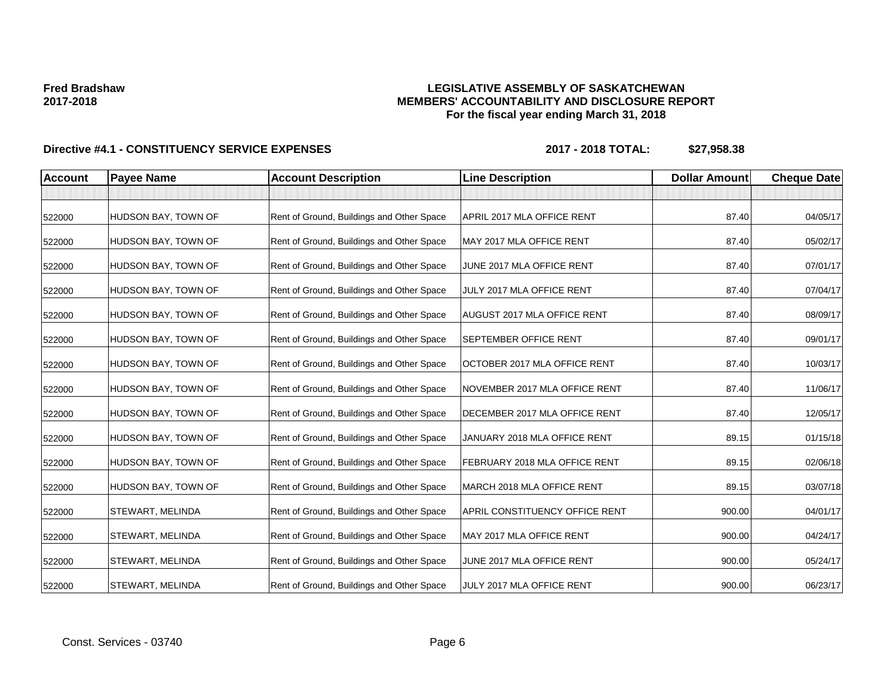**Fred Bradshaw**
**2017-2018**

**LEGISLATIVE ASSEMBLY OF SASKATCHEWAN**
**MEMBERS' ACCOUNTABILITY AND DISCLOSURE REPORT**
**For the fiscal year ending March 31, 2018**

**Directive #4.1 - CONSTITUENCY SERVICE EXPENSES** **2017 - 2018 TOTAL: $27,958.38**

| Account | Payee Name | Account Description | Line Description | Dollar Amount | Cheque Date |
|---|---|---|---|---|---|
| | | | | | |
| 522000 | HUDSON BAY, TOWN OF | Rent of Ground, Buildings and Other Space | APRIL 2017 MLA OFFICE RENT | 87.40 | 04/05/17 |
| 522000 | HUDSON BAY, TOWN OF | Rent of Ground, Buildings and Other Space | MAY 2017 MLA OFFICE RENT | 87.40 | 05/02/17 |
| 522000 | HUDSON BAY, TOWN OF | Rent of Ground, Buildings and Other Space | JUNE 2017 MLA OFFICE RENT | 87.40 | 07/01/17 |
| 522000 | HUDSON BAY, TOWN OF | Rent of Ground, Buildings and Other Space | JULY 2017 MLA OFFICE RENT | 87.40 | 07/04/17 |
| 522000 | HUDSON BAY, TOWN OF | Rent of Ground, Buildings and Other Space | AUGUST 2017 MLA OFFICE RENT | 87.40 | 08/09/17 |
| 522000 | HUDSON BAY, TOWN OF | Rent of Ground, Buildings and Other Space | SEPTEMBER OFFICE RENT | 87.40 | 09/01/17 |
| 522000 | HUDSON BAY, TOWN OF | Rent of Ground, Buildings and Other Space | OCTOBER 2017 MLA OFFICE RENT | 87.40 | 10/03/17 |
| 522000 | HUDSON BAY, TOWN OF | Rent of Ground, Buildings and Other Space | NOVEMBER 2017 MLA OFFICE RENT | 87.40 | 11/06/17 |
| 522000 | HUDSON BAY, TOWN OF | Rent of Ground, Buildings and Other Space | DECEMBER 2017 MLA OFFICE RENT | 87.40 | 12/05/17 |
| 522000 | HUDSON BAY, TOWN OF | Rent of Ground, Buildings and Other Space | JANUARY 2018 MLA OFFICE RENT | 89.15 | 01/15/18 |
| 522000 | HUDSON BAY, TOWN OF | Rent of Ground, Buildings and Other Space | FEBRUARY 2018 MLA OFFICE RENT | 89.15 | 02/06/18 |
| 522000 | HUDSON BAY, TOWN OF | Rent of Ground, Buildings and Other Space | MARCH 2018 MLA OFFICE RENT | 89.15 | 03/07/18 |
| 522000 | STEWART, MELINDA | Rent of Ground, Buildings and Other Space | APRIL CONSTITUENCY OFFICE RENT | 900.00 | 04/01/17 |
| 522000 | STEWART, MELINDA | Rent of Ground, Buildings and Other Space | MAY 2017 MLA OFFICE RENT | 900.00 | 04/24/17 |
| 522000 | STEWART, MELINDA | Rent of Ground, Buildings and Other Space | JUNE 2017 MLA OFFICE RENT | 900.00 | 05/24/17 |
| 522000 | STEWART, MELINDA | Rent of Ground, Buildings and Other Space | JULY 2017 MLA OFFICE RENT | 900.00 | 06/23/17 |

Const. Services - 03740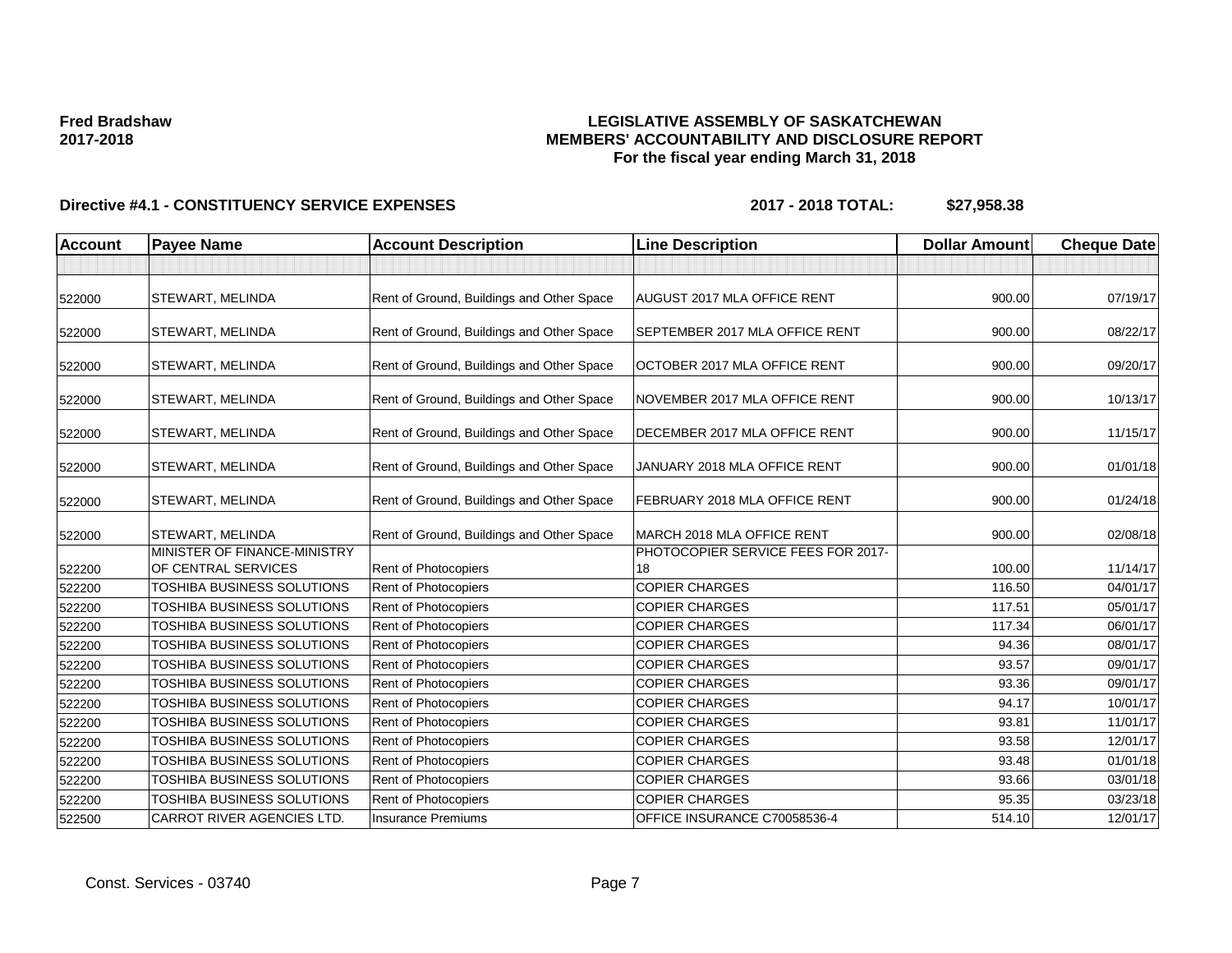**Fred Bradshaw**
**2017-2018**

**LEGISLATIVE ASSEMBLY OF SASKATCHEWAN**
**MEMBERS' ACCOUNTABILITY AND DISCLOSURE REPORT**
**For the fiscal year ending March 31, 2018**

**Directive #4.1 - CONSTITUENCY SERVICE EXPENSES** **2017 - 2018 TOTAL: $27,958.38**

| Account | Payee Name | Account Description | Line Description | Dollar Amount | Cheque Date |
|---|---|---|---|---|---|
| | | | | | |
| 522000 | STEWART, MELINDA | Rent of Ground, Buildings and Other Space | AUGUST 2017 MLA OFFICE RENT | 900.00 | 07/19/17 |
| 522000 | STEWART, MELINDA | Rent of Ground, Buildings and Other Space | SEPTEMBER 2017 MLA OFFICE RENT | 900.00 | 08/22/17 |
| 522000 | STEWART, MELINDA | Rent of Ground, Buildings and Other Space | OCTOBER 2017 MLA OFFICE RENT | 900.00 | 09/20/17 |
| 522000 | STEWART, MELINDA | Rent of Ground, Buildings and Other Space | NOVEMBER 2017 MLA OFFICE RENT | 900.00 | 10/13/17 |
| 522000 | STEWART, MELINDA | Rent of Ground, Buildings and Other Space | DECEMBER 2017 MLA OFFICE RENT | 900.00 | 11/15/17 |
| 522000 | STEWART, MELINDA | Rent of Ground, Buildings and Other Space | JANUARY 2018 MLA OFFICE RENT | 900.00 | 01/01/18 |
| 522000 | STEWART, MELINDA | Rent of Ground, Buildings and Other Space | FEBRUARY 2018 MLA OFFICE RENT | 900.00 | 01/24/18 |
| 522000 | STEWART, MELINDA | Rent of Ground, Buildings and Other Space | MARCH 2018 MLA OFFICE RENT | 900.00 | 02/08/18 |
| 522200 | MINISTER OF FINANCE-MINISTRY OF CENTRAL SERVICES | Rent of Photocopiers | PHOTOCOPIER SERVICE FEES FOR 2017-18 | 100.00 | 11/14/17 |
| 522200 | TOSHIBA BUSINESS SOLUTIONS | Rent of Photocopiers | COPIER CHARGES | 116.50 | 04/01/17 |
| 522200 | TOSHIBA BUSINESS SOLUTIONS | Rent of Photocopiers | COPIER CHARGES | 117.51 | 05/01/17 |
| 522200 | TOSHIBA BUSINESS SOLUTIONS | Rent of Photocopiers | COPIER CHARGES | 117.34 | 06/01/17 |
| 522200 | TOSHIBA BUSINESS SOLUTIONS | Rent of Photocopiers | COPIER CHARGES | 94.36 | 08/01/17 |
| 522200 | TOSHIBA BUSINESS SOLUTIONS | Rent of Photocopiers | COPIER CHARGES | 93.57 | 09/01/17 |
| 522200 | TOSHIBA BUSINESS SOLUTIONS | Rent of Photocopiers | COPIER CHARGES | 93.36 | 09/01/17 |
| 522200 | TOSHIBA BUSINESS SOLUTIONS | Rent of Photocopiers | COPIER CHARGES | 94.17 | 10/01/17 |
| 522200 | TOSHIBA BUSINESS SOLUTIONS | Rent of Photocopiers | COPIER CHARGES | 93.81 | 11/01/17 |
| 522200 | TOSHIBA BUSINESS SOLUTIONS | Rent of Photocopiers | COPIER CHARGES | 93.58 | 12/01/17 |
| 522200 | TOSHIBA BUSINESS SOLUTIONS | Rent of Photocopiers | COPIER CHARGES | 93.48 | 01/01/18 |
| 522200 | TOSHIBA BUSINESS SOLUTIONS | Rent of Photocopiers | COPIER CHARGES | 93.66 | 03/01/18 |
| 522200 | TOSHIBA BUSINESS SOLUTIONS | Rent of Photocopiers | COPIER CHARGES | 95.35 | 03/23/18 |
| 522500 | CARROT RIVER AGENCIES LTD. | Insurance Premiums | OFFICE INSURANCE C70058536-4 | 514.10 | 12/01/17 |

Const. Services - 03740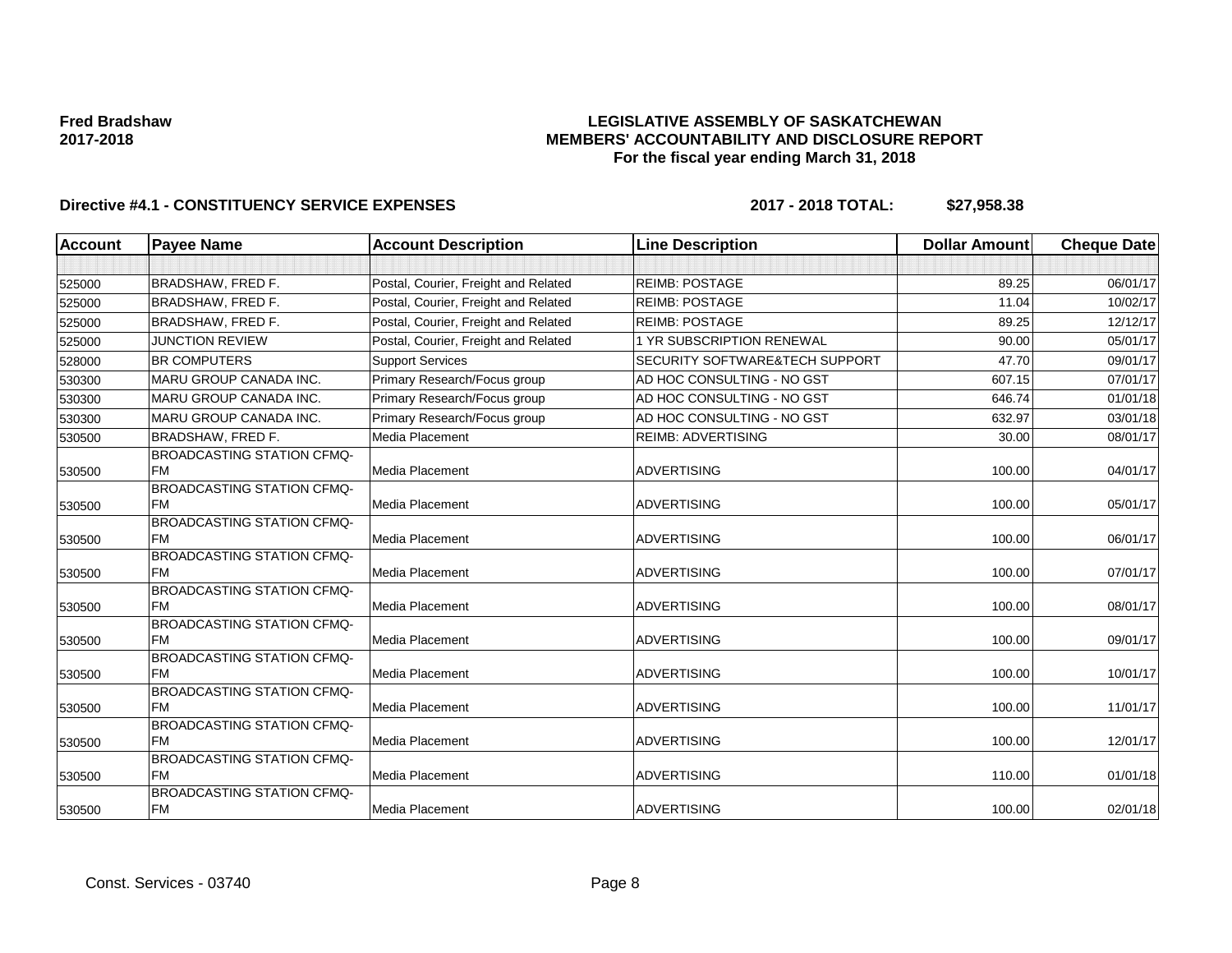**Fred Bradshaw**
**2017-2018**

**LEGISLATIVE ASSEMBLY OF SASKATCHEWAN**
**MEMBERS' ACCOUNTABILITY AND DISCLOSURE REPORT**
**For the fiscal year ending March 31, 2018**

**Directive #4.1 - CONSTITUENCY SERVICE EXPENSES** **2017 - 2018 TOTAL: $27,958.38**

| Account | Payee Name | Account Description | Line Description | Dollar Amount | Cheque Date |
|---|---|---|---|---|---|
| | | | | | |
| 525000 | BRADSHAW, FRED F. | Postal, Courier, Freight and Related | REIMB: POSTAGE | 89.25 | 06/01/17 |
| 525000 | BRADSHAW, FRED F. | Postal, Courier, Freight and Related | REIMB: POSTAGE | 11.04 | 10/02/17 |
| 525000 | BRADSHAW, FRED F. | Postal, Courier, Freight and Related | REIMB: POSTAGE | 89.25 | 12/12/17 |
| 525000 | JUNCTION REVIEW | Postal, Courier, Freight and Related | 1 YR SUBSCRIPTION RENEWAL | 90.00 | 05/01/17 |
| 528000 | BR COMPUTERS | Support Services | SECURITY SOFTWARE&TECH SUPPORT | 47.70 | 09/01/17 |
| 530300 | MARU GROUP CANADA INC. | Primary Research/Focus group | AD HOC CONSULTING - NO GST | 607.15 | 07/01/17 |
| 530300 | MARU GROUP CANADA INC. | Primary Research/Focus group | AD HOC CONSULTING - NO GST | 646.74 | 01/01/18 |
| 530300 | MARU GROUP CANADA INC. | Primary Research/Focus group | AD HOC CONSULTING - NO GST | 632.97 | 03/01/18 |
| 530500 | BRADSHAW, FRED F. | Media Placement | REIMB: ADVERTISING | 30.00 | 08/01/17 |
| 530500 | BROADCASTING STATION CFMQ-FM | Media Placement | ADVERTISING | 100.00 | 04/01/17 |
| 530500 | BROADCASTING STATION CFMQ-FM | Media Placement | ADVERTISING | 100.00 | 05/01/17 |
| 530500 | BROADCASTING STATION CFMQ-FM | Media Placement | ADVERTISING | 100.00 | 06/01/17 |
| 530500 | BROADCASTING STATION CFMQ-FM | Media Placement | ADVERTISING | 100.00 | 07/01/17 |
| 530500 | BROADCASTING STATION CFMQ-FM | Media Placement | ADVERTISING | 100.00 | 08/01/17 |
| 530500 | BROADCASTING STATION CFMQ-FM | Media Placement | ADVERTISING | 100.00 | 09/01/17 |
| 530500 | BROADCASTING STATION CFMQ-FM | Media Placement | ADVERTISING | 100.00 | 10/01/17 |
| 530500 | BROADCASTING STATION CFMQ-FM | Media Placement | ADVERTISING | 100.00 | 11/01/17 |
| 530500 | BROADCASTING STATION CFMQ-FM | Media Placement | ADVERTISING | 100.00 | 12/01/17 |
| 530500 | BROADCASTING STATION CFMQ-FM | Media Placement | ADVERTISING | 110.00 | 01/01/18 |
| 530500 | BROADCASTING STATION CFMQ-FM | Media Placement | ADVERTISING | 100.00 | 02/01/18 |

Const. Services - 03740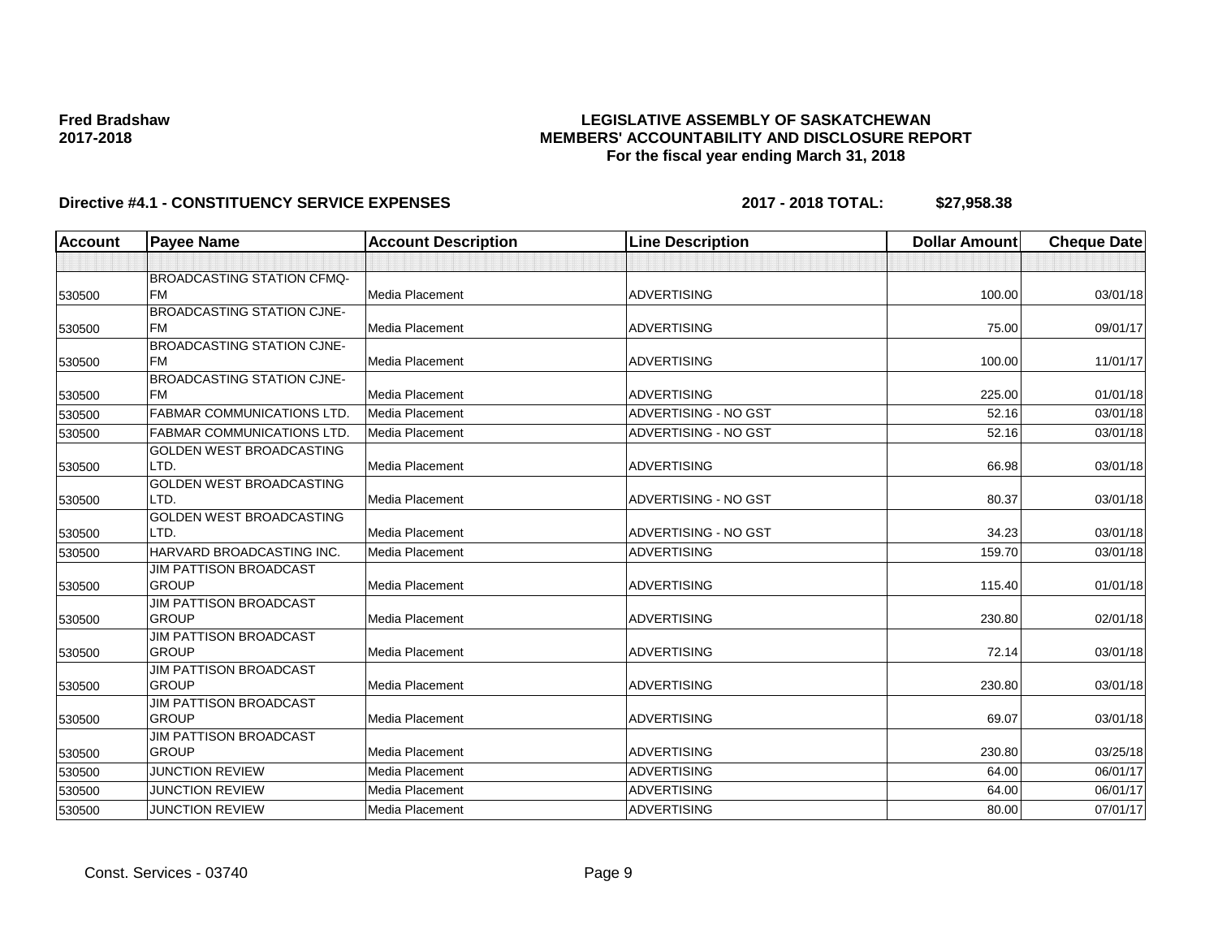**Fred Bradshaw**
**2017-2018**

**LEGISLATIVE ASSEMBLY OF SASKATCHEWAN**
**MEMBERS' ACCOUNTABILITY AND DISCLOSURE REPORT**
**For the fiscal year ending March 31, 2018**

**Directive #4.1 - CONSTITUENCY SERVICE EXPENSES** **2017 - 2018 TOTAL: $27,958.38**

| Account | Payee Name | Account Description | Line Description | Dollar Amount | Cheque Date |
|---|---|---|---|---|---|
| | | | | | |
| 530500 | BROADCASTING STATION CFMQ-FM | Media Placement | ADVERTISING | 100.00 | 03/01/18 |
| 530500 | BROADCASTING STATION CJNE-FM | Media Placement | ADVERTISING | 75.00 | 09/01/17 |
| 530500 | BROADCASTING STATION CJNE-FM | Media Placement | ADVERTISING | 100.00 | 11/01/17 |
| 530500 | BROADCASTING STATION CJNE-FM | Media Placement | ADVERTISING | 225.00 | 01/01/18 |
| 530500 | FABMAR COMMUNICATIONS LTD. | Media Placement | ADVERTISING - NO GST | 52.16 | 03/01/18 |
| 530500 | FABMAR COMMUNICATIONS LTD. | Media Placement | ADVERTISING - NO GST | 52.16 | 03/01/18 |
| 530500 | GOLDEN WEST BROADCASTING LTD. | Media Placement | ADVERTISING | 66.98 | 03/01/18 |
| 530500 | GOLDEN WEST BROADCASTING LTD. | Media Placement | ADVERTISING - NO GST | 80.37 | 03/01/18 |
| 530500 | GOLDEN WEST BROADCASTING LTD. | Media Placement | ADVERTISING - NO GST | 34.23 | 03/01/18 |
| 530500 | HARVARD BROADCASTING INC. | Media Placement | ADVERTISING | 159.70 | 03/01/18 |
| 530500 | JIM PATTISON BROADCAST GROUP | Media Placement | ADVERTISING | 115.40 | 01/01/18 |
| 530500 | JIM PATTISON BROADCAST GROUP | Media Placement | ADVERTISING | 230.80 | 02/01/18 |
| 530500 | JIM PATTISON BROADCAST GROUP | Media Placement | ADVERTISING | 72.14 | 03/01/18 |
| 530500 | JIM PATTISON BROADCAST GROUP | Media Placement | ADVERTISING | 230.80 | 03/01/18 |
| 530500 | JIM PATTISON BROADCAST GROUP | Media Placement | ADVERTISING | 69.07 | 03/01/18 |
| 530500 | JIM PATTISON BROADCAST GROUP | Media Placement | ADVERTISING | 230.80 | 03/25/18 |
| 530500 | JUNCTION REVIEW | Media Placement | ADVERTISING | 64.00 | 06/01/17 |
| 530500 | JUNCTION REVIEW | Media Placement | ADVERTISING | 64.00 | 06/01/17 |
| 530500 | JUNCTION REVIEW | Media Placement | ADVERTISING | 80.00 | 07/01/17 |

Const. Services - 03740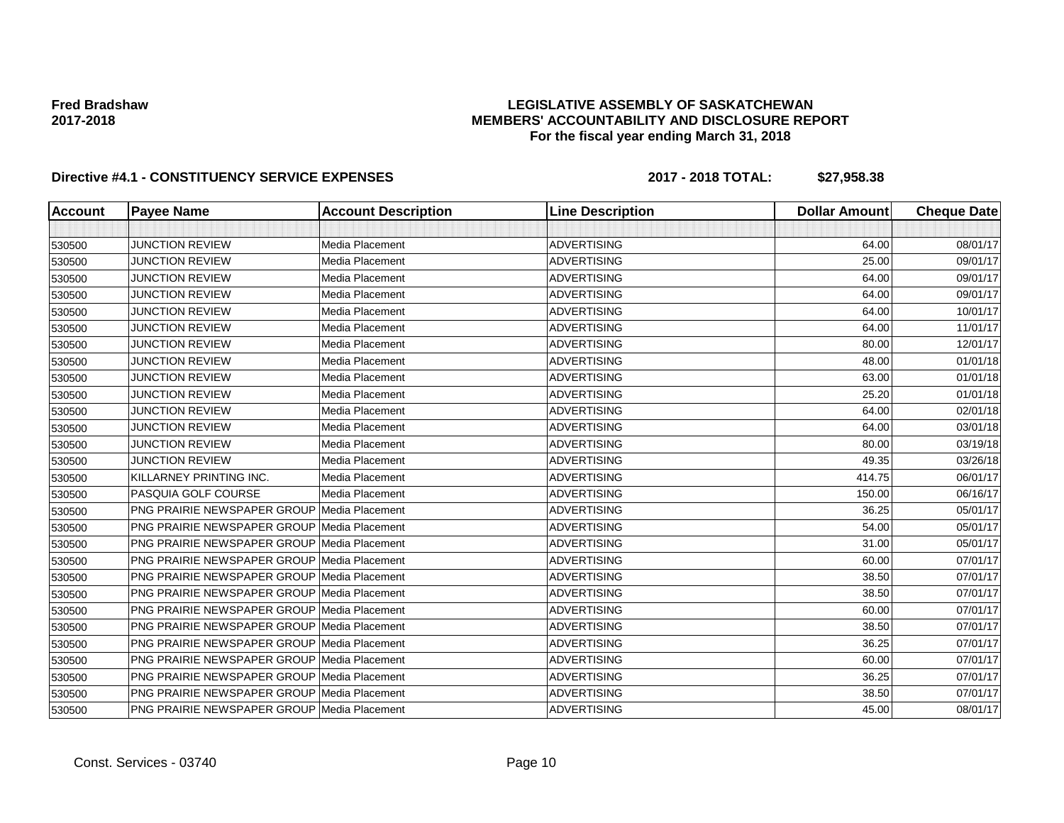**Fred Bradshaw**
**2017-2018**

**LEGISLATIVE ASSEMBLY OF SASKATCHEWAN**
**MEMBERS' ACCOUNTABILITY AND DISCLOSURE REPORT**
**For the fiscal year ending March 31, 2018**

**Directive #4.1 - CONSTITUENCY SERVICE EXPENSES** **2017 - 2018 TOTAL: $27,958.38**

| Account | Payee Name | Account Description | Line Description | Dollar Amount | Cheque Date |
|---|---|---|---|---|---|
| | | | | | |
| 530500 | JUNCTION REVIEW | Media Placement | ADVERTISING | 64.00 | 08/01/17 |
| 530500 | JUNCTION REVIEW | Media Placement | ADVERTISING | 25.00 | 09/01/17 |
| 530500 | JUNCTION REVIEW | Media Placement | ADVERTISING | 64.00 | 09/01/17 |
| 530500 | JUNCTION REVIEW | Media Placement | ADVERTISING | 64.00 | 09/01/17 |
| 530500 | JUNCTION REVIEW | Media Placement | ADVERTISING | 64.00 | 10/01/17 |
| 530500 | JUNCTION REVIEW | Media Placement | ADVERTISING | 64.00 | 11/01/17 |
| 530500 | JUNCTION REVIEW | Media Placement | ADVERTISING | 80.00 | 12/01/17 |
| 530500 | JUNCTION REVIEW | Media Placement | ADVERTISING | 48.00 | 01/01/18 |
| 530500 | JUNCTION REVIEW | Media Placement | ADVERTISING | 63.00 | 01/01/18 |
| 530500 | JUNCTION REVIEW | Media Placement | ADVERTISING | 25.20 | 01/01/18 |
| 530500 | JUNCTION REVIEW | Media Placement | ADVERTISING | 64.00 | 02/01/18 |
| 530500 | JUNCTION REVIEW | Media Placement | ADVERTISING | 64.00 | 03/01/18 |
| 530500 | JUNCTION REVIEW | Media Placement | ADVERTISING | 80.00 | 03/19/18 |
| 530500 | JUNCTION REVIEW | Media Placement | ADVERTISING | 49.35 | 03/26/18 |
| 530500 | KILLARNEY PRINTING INC. | Media Placement | ADVERTISING | 414.75 | 06/01/17 |
| 530500 | PASQUIA GOLF COURSE | Media Placement | ADVERTISING | 150.00 | 06/16/17 |
| 530500 | PNG PRAIRIE NEWSPAPER GROUP | Media Placement | ADVERTISING | 36.25 | 05/01/17 |
| 530500 | PNG PRAIRIE NEWSPAPER GROUP | Media Placement | ADVERTISING | 54.00 | 05/01/17 |
| 530500 | PNG PRAIRIE NEWSPAPER GROUP | Media Placement | ADVERTISING | 31.00 | 05/01/17 |
| 530500 | PNG PRAIRIE NEWSPAPER GROUP | Media Placement | ADVERTISING | 60.00 | 07/01/17 |
| 530500 | PNG PRAIRIE NEWSPAPER GROUP | Media Placement | ADVERTISING | 38.50 | 07/01/17 |
| 530500 | PNG PRAIRIE NEWSPAPER GROUP | Media Placement | ADVERTISING | 38.50 | 07/01/17 |
| 530500 | PNG PRAIRIE NEWSPAPER GROUP | Media Placement | ADVERTISING | 60.00 | 07/01/17 |
| 530500 | PNG PRAIRIE NEWSPAPER GROUP | Media Placement | ADVERTISING | 38.50 | 07/01/17 |
| 530500 | PNG PRAIRIE NEWSPAPER GROUP | Media Placement | ADVERTISING | 36.25 | 07/01/17 |
| 530500 | PNG PRAIRIE NEWSPAPER GROUP | Media Placement | ADVERTISING | 60.00 | 07/01/17 |
| 530500 | PNG PRAIRIE NEWSPAPER GROUP | Media Placement | ADVERTISING | 36.25 | 07/01/17 |
| 530500 | PNG PRAIRIE NEWSPAPER GROUP | Media Placement | ADVERTISING | 38.50 | 07/01/17 |
| 530500 | PNG PRAIRIE NEWSPAPER GROUP | Media Placement | ADVERTISING | 45.00 | 08/01/17 |

Const. Services - 03740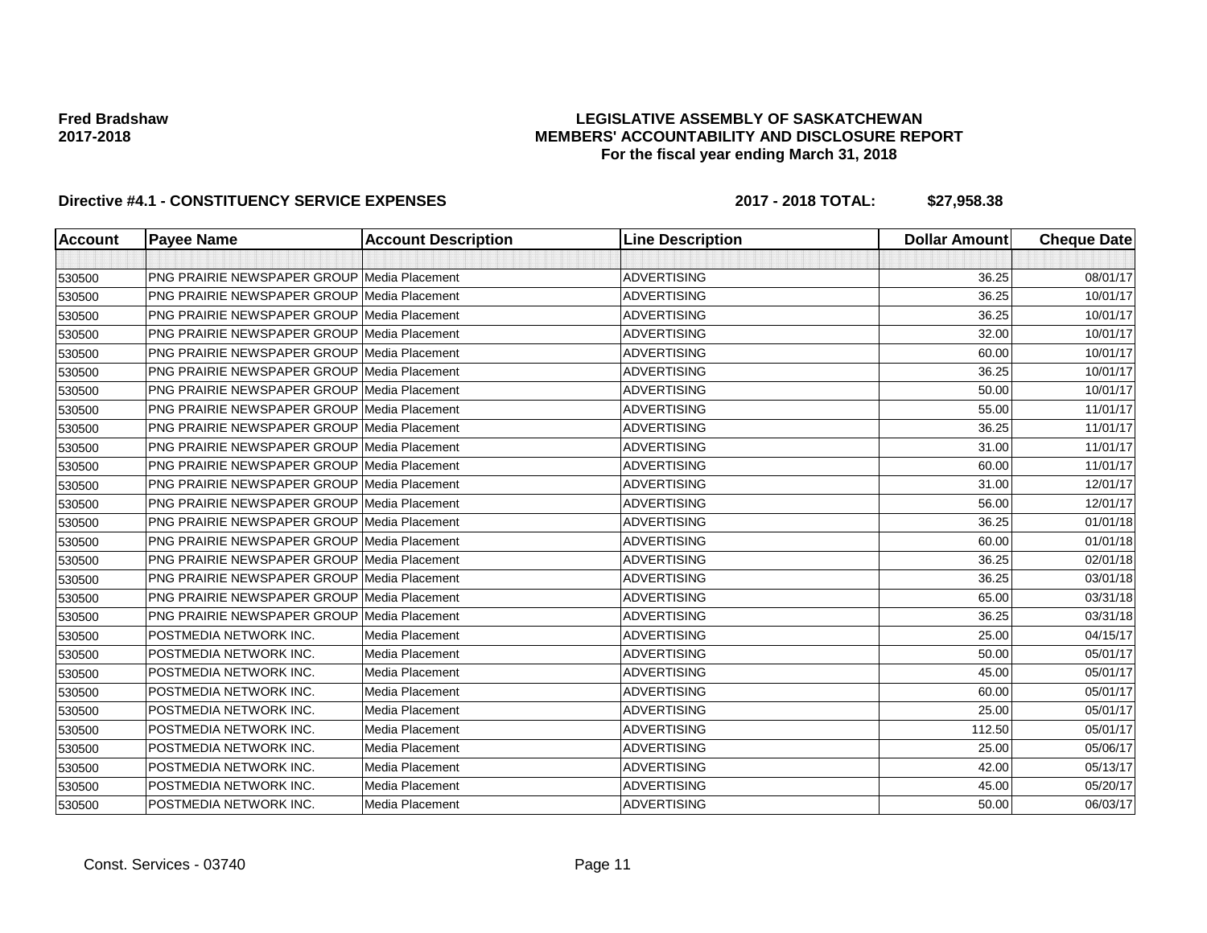**Fred Bradshaw**
**2017-2018**

**LEGISLATIVE ASSEMBLY OF SASKATCHEWAN**
**MEMBERS' ACCOUNTABILITY AND DISCLOSURE REPORT**
**For the fiscal year ending March 31, 2018**

**Directive #4.1 - CONSTITUENCY SERVICE EXPENSES** **2017 - 2018 TOTAL: $27,958.38**

| Account | Payee Name | Account Description | Line Description | Dollar Amount | Cheque Date |
|---|---|---|---|---|---|
| | | | | | |
| 530500 | PNG PRAIRIE NEWSPAPER GROUP | Media Placement | ADVERTISING | 36.25 | 08/01/17 |
| 530500 | PNG PRAIRIE NEWSPAPER GROUP | Media Placement | ADVERTISING | 36.25 | 10/01/17 |
| 530500 | PNG PRAIRIE NEWSPAPER GROUP | Media Placement | ADVERTISING | 36.25 | 10/01/17 |
| 530500 | PNG PRAIRIE NEWSPAPER GROUP | Media Placement | ADVERTISING | 32.00 | 10/01/17 |
| 530500 | PNG PRAIRIE NEWSPAPER GROUP | Media Placement | ADVERTISING | 60.00 | 10/01/17 |
| 530500 | PNG PRAIRIE NEWSPAPER GROUP | Media Placement | ADVERTISING | 36.25 | 10/01/17 |
| 530500 | PNG PRAIRIE NEWSPAPER GROUP | Media Placement | ADVERTISING | 50.00 | 10/01/17 |
| 530500 | PNG PRAIRIE NEWSPAPER GROUP | Media Placement | ADVERTISING | 55.00 | 11/01/17 |
| 530500 | PNG PRAIRIE NEWSPAPER GROUP | Media Placement | ADVERTISING | 36.25 | 11/01/17 |
| 530500 | PNG PRAIRIE NEWSPAPER GROUP | Media Placement | ADVERTISING | 31.00 | 11/01/17 |
| 530500 | PNG PRAIRIE NEWSPAPER GROUP | Media Placement | ADVERTISING | 60.00 | 11/01/17 |
| 530500 | PNG PRAIRIE NEWSPAPER GROUP | Media Placement | ADVERTISING | 31.00 | 12/01/17 |
| 530500 | PNG PRAIRIE NEWSPAPER GROUP | Media Placement | ADVERTISING | 56.00 | 12/01/17 |
| 530500 | PNG PRAIRIE NEWSPAPER GROUP | Media Placement | ADVERTISING | 36.25 | 01/01/18 |
| 530500 | PNG PRAIRIE NEWSPAPER GROUP | Media Placement | ADVERTISING | 60.00 | 01/01/18 |
| 530500 | PNG PRAIRIE NEWSPAPER GROUP | Media Placement | ADVERTISING | 36.25 | 02/01/18 |
| 530500 | PNG PRAIRIE NEWSPAPER GROUP | Media Placement | ADVERTISING | 36.25 | 03/01/18 |
| 530500 | PNG PRAIRIE NEWSPAPER GROUP | Media Placement | ADVERTISING | 65.00 | 03/31/18 |
| 530500 | PNG PRAIRIE NEWSPAPER GROUP | Media Placement | ADVERTISING | 36.25 | 03/31/18 |
| 530500 | POSTMEDIA NETWORK INC. | Media Placement | ADVERTISING | 25.00 | 04/15/17 |
| 530500 | POSTMEDIA NETWORK INC. | Media Placement | ADVERTISING | 50.00 | 05/01/17 |
| 530500 | POSTMEDIA NETWORK INC. | Media Placement | ADVERTISING | 45.00 | 05/01/17 |
| 530500 | POSTMEDIA NETWORK INC. | Media Placement | ADVERTISING | 60.00 | 05/01/17 |
| 530500 | POSTMEDIA NETWORK INC. | Media Placement | ADVERTISING | 25.00 | 05/01/17 |
| 530500 | POSTMEDIA NETWORK INC. | Media Placement | ADVERTISING | 112.50 | 05/01/17 |
| 530500 | POSTMEDIA NETWORK INC. | Media Placement | ADVERTISING | 25.00 | 05/06/17 |
| 530500 | POSTMEDIA NETWORK INC. | Media Placement | ADVERTISING | 42.00 | 05/13/17 |
| 530500 | POSTMEDIA NETWORK INC. | Media Placement | ADVERTISING | 45.00 | 05/20/17 |
| 530500 | POSTMEDIA NETWORK INC. | Media Placement | ADVERTISING | 50.00 | 06/03/17 |

Const. Services - 03740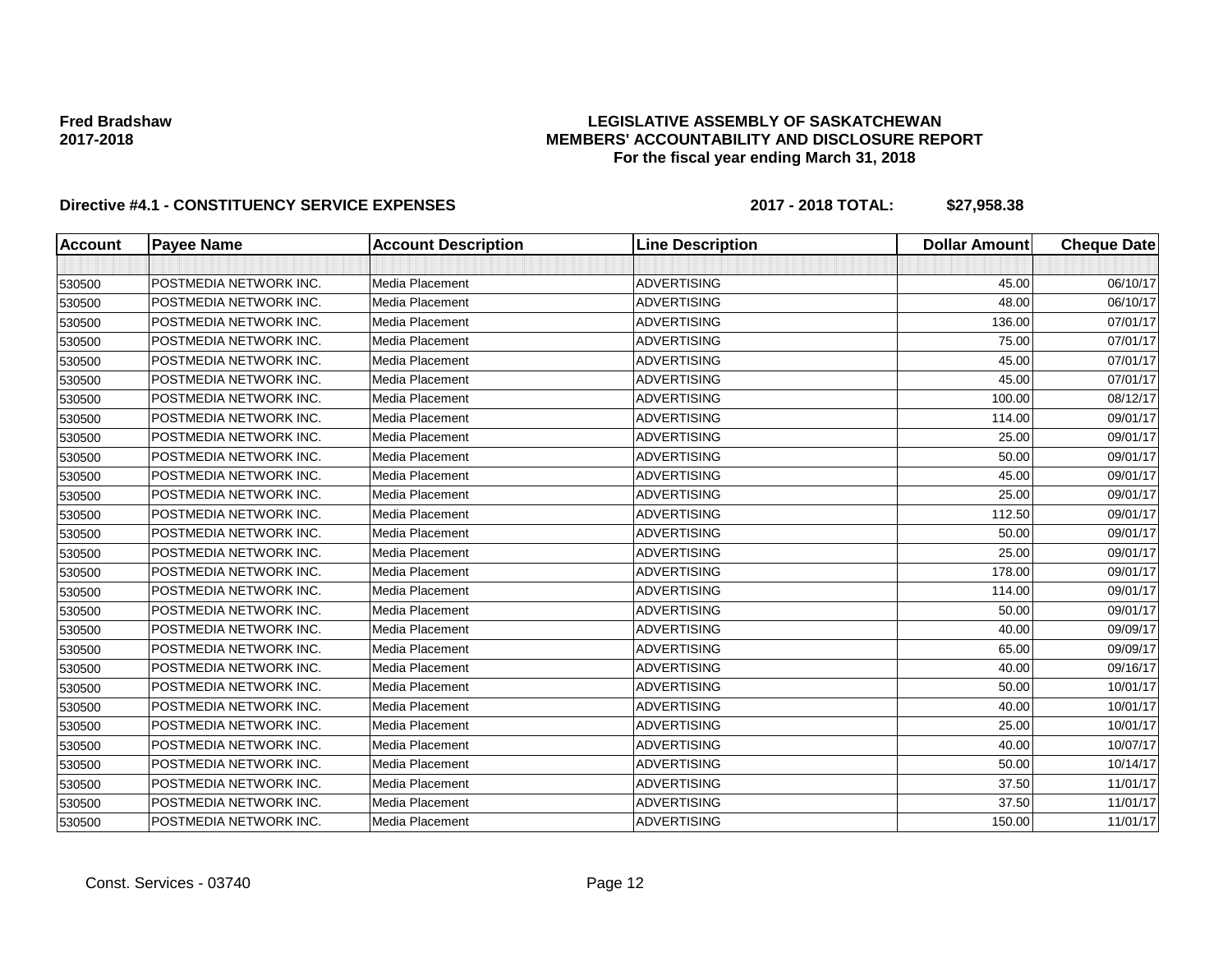**Fred Bradshaw**
**2017-2018**

**LEGISLATIVE ASSEMBLY OF SASKATCHEWAN**
**MEMBERS' ACCOUNTABILITY AND DISCLOSURE REPORT**
**For the fiscal year ending March 31, 2018**

**Directive #4.1 - CONSTITUENCY SERVICE EXPENSES** **2017 - 2018 TOTAL: $27,958.38**

| Account | Payee Name | Account Description | Line Description | Dollar Amount | Cheque Date |
|---|---|---|---|---|---|
| | | | | | |
| 530500 | POSTMEDIA NETWORK INC. | Media Placement | ADVERTISING | 45.00 | 06/10/17 |
| 530500 | POSTMEDIA NETWORK INC. | Media Placement | ADVERTISING | 48.00 | 06/10/17 |
| 530500 | POSTMEDIA NETWORK INC. | Media Placement | ADVERTISING | 136.00 | 07/01/17 |
| 530500 | POSTMEDIA NETWORK INC. | Media Placement | ADVERTISING | 75.00 | 07/01/17 |
| 530500 | POSTMEDIA NETWORK INC. | Media Placement | ADVERTISING | 45.00 | 07/01/17 |
| 530500 | POSTMEDIA NETWORK INC. | Media Placement | ADVERTISING | 45.00 | 07/01/17 |
| 530500 | POSTMEDIA NETWORK INC. | Media Placement | ADVERTISING | 100.00 | 08/12/17 |
| 530500 | POSTMEDIA NETWORK INC. | Media Placement | ADVERTISING | 114.00 | 09/01/17 |
| 530500 | POSTMEDIA NETWORK INC. | Media Placement | ADVERTISING | 25.00 | 09/01/17 |
| 530500 | POSTMEDIA NETWORK INC. | Media Placement | ADVERTISING | 50.00 | 09/01/17 |
| 530500 | POSTMEDIA NETWORK INC. | Media Placement | ADVERTISING | 45.00 | 09/01/17 |
| 530500 | POSTMEDIA NETWORK INC. | Media Placement | ADVERTISING | 25.00 | 09/01/17 |
| 530500 | POSTMEDIA NETWORK INC. | Media Placement | ADVERTISING | 112.50 | 09/01/17 |
| 530500 | POSTMEDIA NETWORK INC. | Media Placement | ADVERTISING | 50.00 | 09/01/17 |
| 530500 | POSTMEDIA NETWORK INC. | Media Placement | ADVERTISING | 25.00 | 09/01/17 |
| 530500 | POSTMEDIA NETWORK INC. | Media Placement | ADVERTISING | 178.00 | 09/01/17 |
| 530500 | POSTMEDIA NETWORK INC. | Media Placement | ADVERTISING | 114.00 | 09/01/17 |
| 530500 | POSTMEDIA NETWORK INC. | Media Placement | ADVERTISING | 50.00 | 09/01/17 |
| 530500 | POSTMEDIA NETWORK INC. | Media Placement | ADVERTISING | 40.00 | 09/09/17 |
| 530500 | POSTMEDIA NETWORK INC. | Media Placement | ADVERTISING | 65.00 | 09/09/17 |
| 530500 | POSTMEDIA NETWORK INC. | Media Placement | ADVERTISING | 40.00 | 09/16/17 |
| 530500 | POSTMEDIA NETWORK INC. | Media Placement | ADVERTISING | 50.00 | 10/01/17 |
| 530500 | POSTMEDIA NETWORK INC. | Media Placement | ADVERTISING | 40.00 | 10/01/17 |
| 530500 | POSTMEDIA NETWORK INC. | Media Placement | ADVERTISING | 25.00 | 10/01/17 |
| 530500 | POSTMEDIA NETWORK INC. | Media Placement | ADVERTISING | 40.00 | 10/07/17 |
| 530500 | POSTMEDIA NETWORK INC. | Media Placement | ADVERTISING | 50.00 | 10/14/17 |
| 530500 | POSTMEDIA NETWORK INC. | Media Placement | ADVERTISING | 37.50 | 11/01/17 |
| 530500 | POSTMEDIA NETWORK INC. | Media Placement | ADVERTISING | 37.50 | 11/01/17 |
| 530500 | POSTMEDIA NETWORK INC. | Media Placement | ADVERTISING | 150.00 | 11/01/17 |

Const. Services - 03740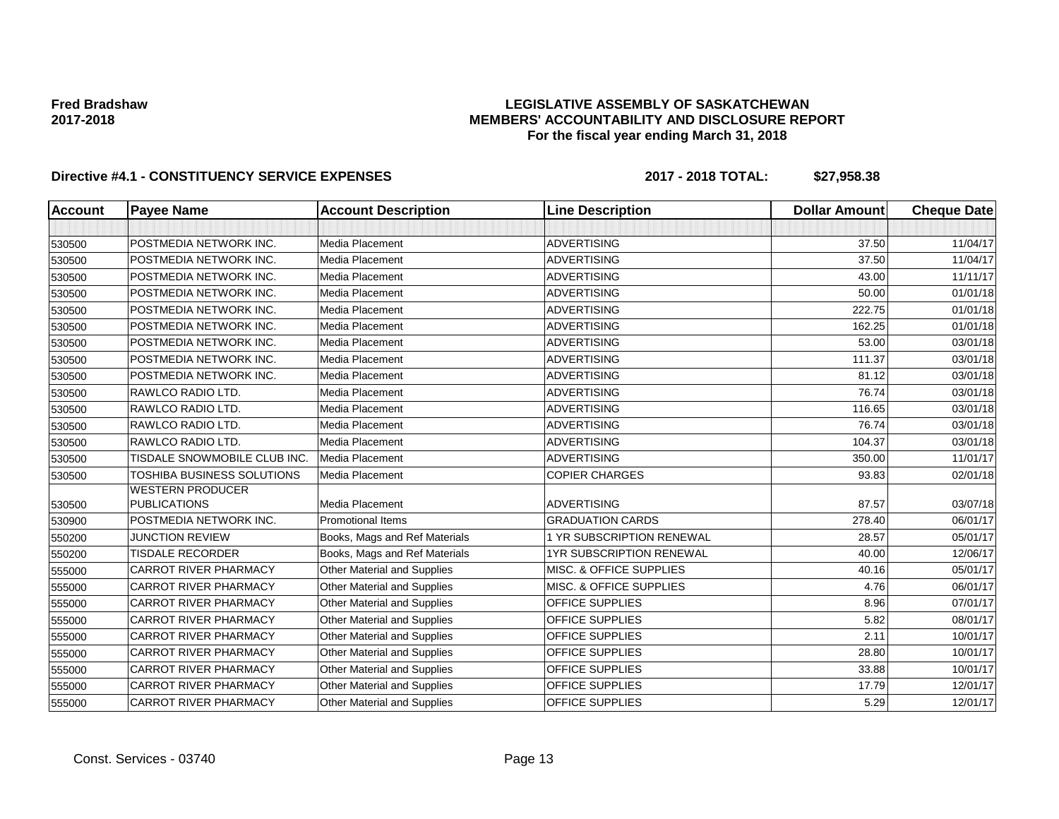**Fred Bradshaw**
**2017-2018**

**LEGISLATIVE ASSEMBLY OF SASKATCHEWAN**
**MEMBERS' ACCOUNTABILITY AND DISCLOSURE REPORT**
**For the fiscal year ending March 31, 2018**

**Directive #4.1 - CONSTITUENCY SERVICE EXPENSES** **2017 - 2018 TOTAL: $27,958.38**

| Account | Payee Name | Account Description | Line Description | Dollar Amount | Cheque Date |
|---|---|---|---|---|---|
| | | | | | |
| 530500 | POSTMEDIA NETWORK INC. | Media Placement | ADVERTISING | 37.50 | 11/04/17 |
| 530500 | POSTMEDIA NETWORK INC. | Media Placement | ADVERTISING | 37.50 | 11/04/17 |
| 530500 | POSTMEDIA NETWORK INC. | Media Placement | ADVERTISING | 43.00 | 11/11/17 |
| 530500 | POSTMEDIA NETWORK INC. | Media Placement | ADVERTISING | 50.00 | 01/01/18 |
| 530500 | POSTMEDIA NETWORK INC. | Media Placement | ADVERTISING | 222.75 | 01/01/18 |
| 530500 | POSTMEDIA NETWORK INC. | Media Placement | ADVERTISING | 162.25 | 01/01/18 |
| 530500 | POSTMEDIA NETWORK INC. | Media Placement | ADVERTISING | 53.00 | 03/01/18 |
| 530500 | POSTMEDIA NETWORK INC. | Media Placement | ADVERTISING | 111.37 | 03/01/18 |
| 530500 | POSTMEDIA NETWORK INC. | Media Placement | ADVERTISING | 81.12 | 03/01/18 |
| 530500 | RAWLCO RADIO LTD. | Media Placement | ADVERTISING | 76.74 | 03/01/18 |
| 530500 | RAWLCO RADIO LTD. | Media Placement | ADVERTISING | 116.65 | 03/01/18 |
| 530500 | RAWLCO RADIO LTD. | Media Placement | ADVERTISING | 76.74 | 03/01/18 |
| 530500 | RAWLCO RADIO LTD. | Media Placement | ADVERTISING | 104.37 | 03/01/18 |
| 530500 | TISDALE SNOWMOBILE CLUB INC. | Media Placement | ADVERTISING | 350.00 | 11/01/17 |
| 530500 | TOSHIBA BUSINESS SOLUTIONS | Media Placement | COPIER CHARGES | 93.83 | 02/01/18 |
| 530500 | WESTERN PRODUCER PUBLICATIONS | Media Placement | ADVERTISING | 87.57 | 03/07/18 |
| 530900 | POSTMEDIA NETWORK INC. | Promotional Items | GRADUATION CARDS | 278.40 | 06/01/17 |
| 550200 | JUNCTION REVIEW | Books, Mags and Ref Materials | 1 YR SUBSCRIPTION RENEWAL | 28.57 | 05/01/17 |
| 550200 | TISDALE RECORDER | Books, Mags and Ref Materials | 1YR SUBSCRIPTION RENEWAL | 40.00 | 12/06/17 |
| 555000 | CARROT RIVER PHARMACY | Other Material and Supplies | MISC. & OFFICE SUPPLIES | 40.16 | 05/01/17 |
| 555000 | CARROT RIVER PHARMACY | Other Material and Supplies | MISC. & OFFICE SUPPLIES | 4.76 | 06/01/17 |
| 555000 | CARROT RIVER PHARMACY | Other Material and Supplies | OFFICE SUPPLIES | 8.96 | 07/01/17 |
| 555000 | CARROT RIVER PHARMACY | Other Material and Supplies | OFFICE SUPPLIES | 5.82 | 08/01/17 |
| 555000 | CARROT RIVER PHARMACY | Other Material and Supplies | OFFICE SUPPLIES | 2.11 | 10/01/17 |
| 555000 | CARROT RIVER PHARMACY | Other Material and Supplies | OFFICE SUPPLIES | 28.80 | 10/01/17 |
| 555000 | CARROT RIVER PHARMACY | Other Material and Supplies | OFFICE SUPPLIES | 33.88 | 10/01/17 |
| 555000 | CARROT RIVER PHARMACY | Other Material and Supplies | OFFICE SUPPLIES | 17.79 | 12/01/17 |
| 555000 | CARROT RIVER PHARMACY | Other Material and Supplies | OFFICE SUPPLIES | 5.29 | 12/01/17 |

Const. Services - 03740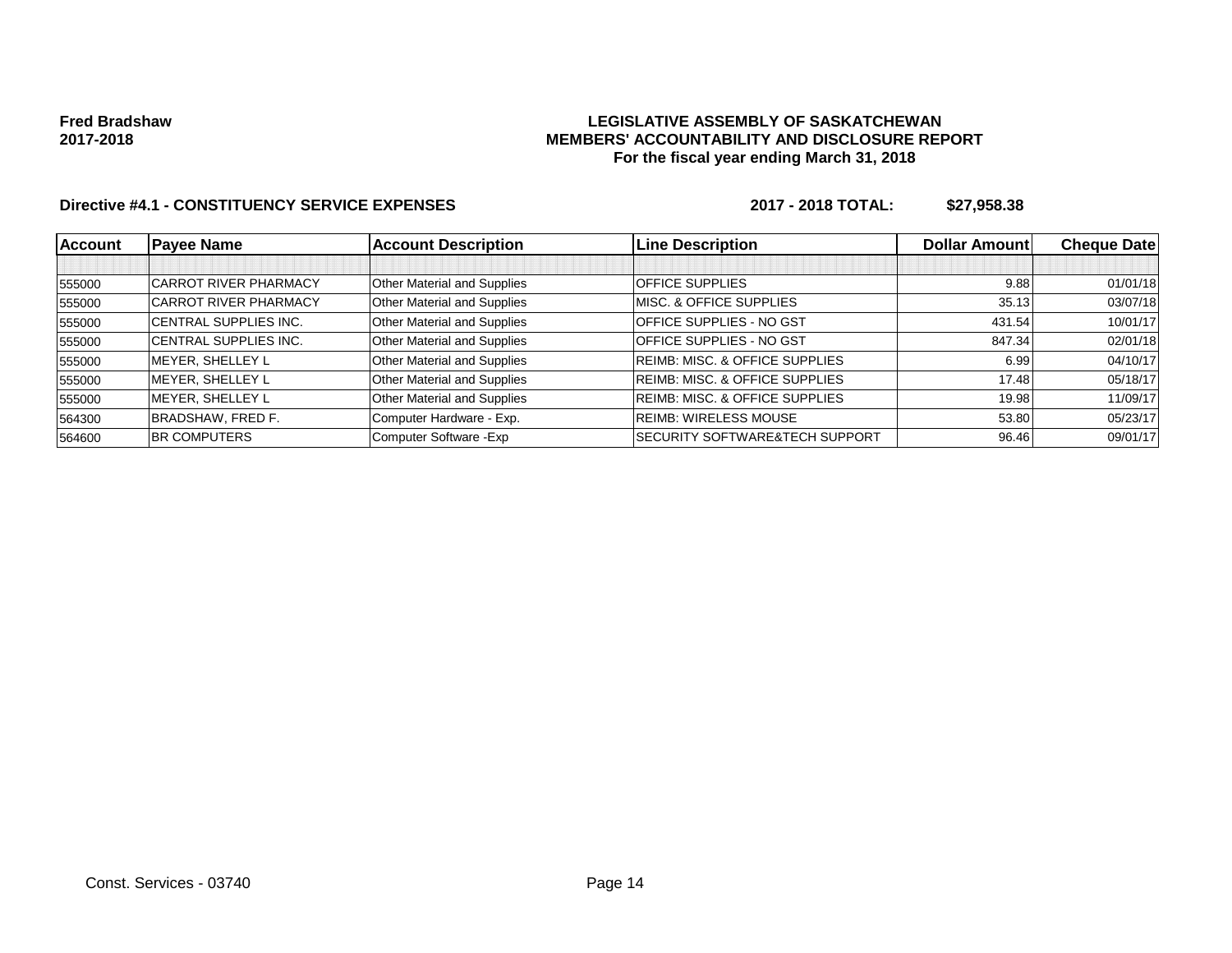**Fred Bradshaw**
**2017-2018**

**LEGISLATIVE ASSEMBLY OF SASKATCHEWAN**
**MEMBERS' ACCOUNTABILITY AND DISCLOSURE REPORT**
**For the fiscal year ending March 31, 2018**

**Directive #4.1 - CONSTITUENCY SERVICE EXPENSES** **2017 - 2018 TOTAL: $27,958.38**

| Account | Payee Name | Account Description | Line Description | Dollar Amount | Cheque Date |
|---|---|---|---|---|---|
| | | | | | |
| 555000 | CARROT RIVER PHARMACY | Other Material and Supplies | OFFICE SUPPLIES | 9.88 | 01/01/18 |
| 555000 | CARROT RIVER PHARMACY | Other Material and Supplies | MISC. & OFFICE SUPPLIES | 35.13 | 03/07/18 |
| 555000 | CENTRAL SUPPLIES INC. | Other Material and Supplies | OFFICE SUPPLIES - NO GST | 431.54 | 10/01/17 |
| 555000 | CENTRAL SUPPLIES INC. | Other Material and Supplies | OFFICE SUPPLIES - NO GST | 847.34 | 02/01/18 |
| 555000 | MEYER, SHELLEY L | Other Material and Supplies | REIMB: MISC. & OFFICE SUPPLIES | 6.99 | 04/10/17 |
| 555000 | MEYER, SHELLEY L | Other Material and Supplies | REIMB: MISC. & OFFICE SUPPLIES | 17.48 | 05/18/17 |
| 555000 | MEYER, SHELLEY L | Other Material and Supplies | REIMB: MISC. & OFFICE SUPPLIES | 19.98 | 11/09/17 |
| 564300 | BRADSHAW, FRED F. | Computer Hardware - Exp. | REIMB: WIRELESS MOUSE | 53.80 | 05/23/17 |
| 564600 | BR COMPUTERS | Computer Software -Exp | SECURITY SOFTWARE&TECH SUPPORT | 96.46 | 09/01/17 |

Const. Services - 03740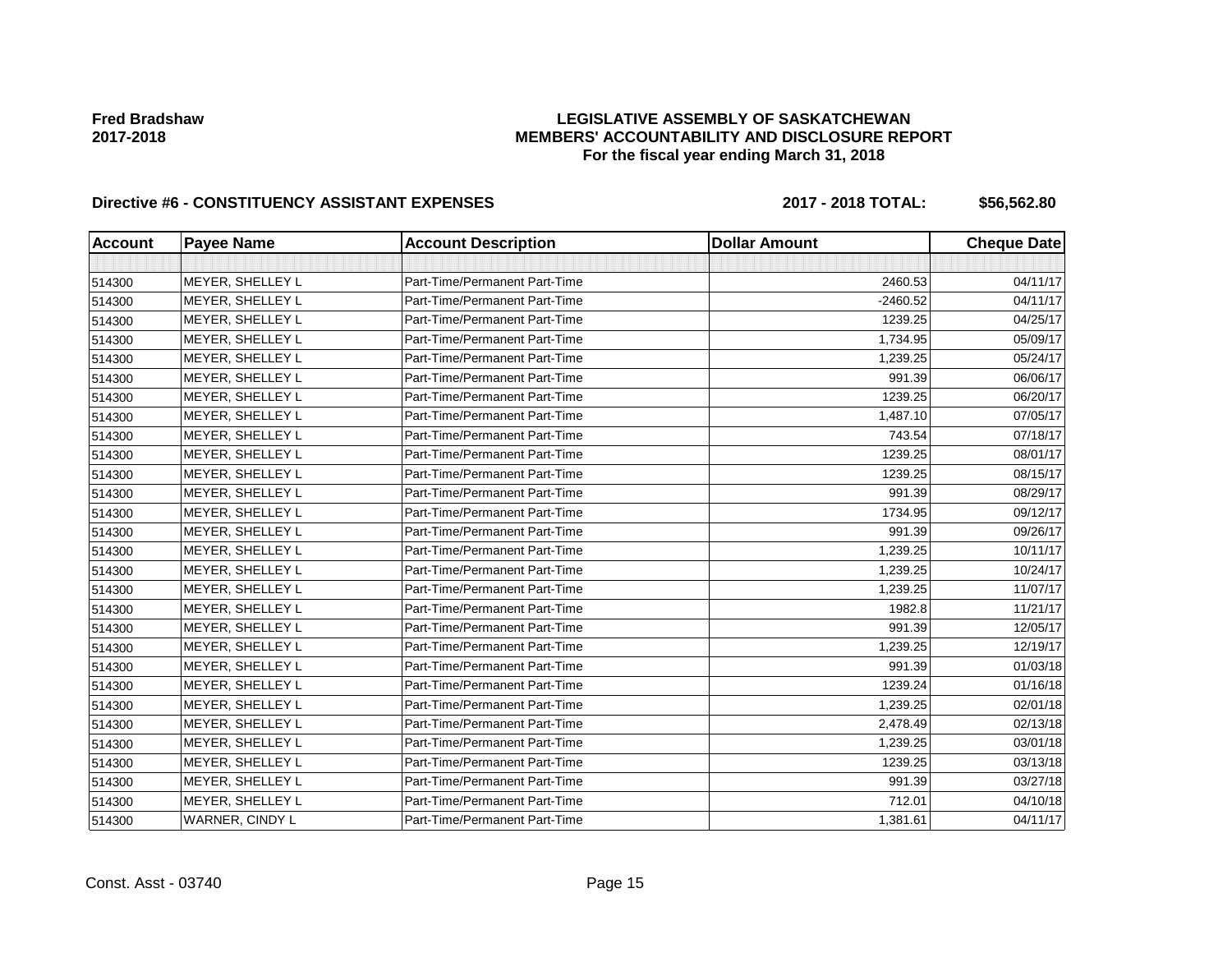**Fred Bradshaw**
**2017-2018**

# LEGISLATIVE ASSEMBLY OF SASKATCHEWAN
## MEMBERS' ACCOUNTABILITY AND DISCLOSURE REPORT
### For the fiscal year ending March 31, 2018

**Directive #6 - CONSTITUENCY ASSISTANT EXPENSES** **2017 - 2018 TOTAL: $56,562.80**

| Account | Payee Name | Account Description | Dollar Amount | Cheque Date |
|---|---|---|---|---|
| | | | | |
| 514300 | MEYER, SHELLEY L | Part-Time/Permanent Part-Time | 2460.53 | 04/11/17 |
| 514300 | MEYER, SHELLEY L | Part-Time/Permanent Part-Time | -2460.52 | 04/11/17 |
| 514300 | MEYER, SHELLEY L | Part-Time/Permanent Part-Time | 1239.25 | 04/25/17 |
| 514300 | MEYER, SHELLEY L | Part-Time/Permanent Part-Time | 1,734.95 | 05/09/17 |
| 514300 | MEYER, SHELLEY L | Part-Time/Permanent Part-Time | 1,239.25 | 05/24/17 |
| 514300 | MEYER, SHELLEY L | Part-Time/Permanent Part-Time | 991.39 | 06/06/17 |
| 514300 | MEYER, SHELLEY L | Part-Time/Permanent Part-Time | 1239.25 | 06/20/17 |
| 514300 | MEYER, SHELLEY L | Part-Time/Permanent Part-Time | 1,487.10 | 07/05/17 |
| 514300 | MEYER, SHELLEY L | Part-Time/Permanent Part-Time | 743.54 | 07/18/17 |
| 514300 | MEYER, SHELLEY L | Part-Time/Permanent Part-Time | 1239.25 | 08/01/17 |
| 514300 | MEYER, SHELLEY L | Part-Time/Permanent Part-Time | 1239.25 | 08/15/17 |
| 514300 | MEYER, SHELLEY L | Part-Time/Permanent Part-Time | 991.39 | 08/29/17 |
| 514300 | MEYER, SHELLEY L | Part-Time/Permanent Part-Time | 1734.95 | 09/12/17 |
| 514300 | MEYER, SHELLEY L | Part-Time/Permanent Part-Time | 991.39 | 09/26/17 |
| 514300 | MEYER, SHELLEY L | Part-Time/Permanent Part-Time | 1,239.25 | 10/11/17 |
| 514300 | MEYER, SHELLEY L | Part-Time/Permanent Part-Time | 1,239.25 | 10/24/17 |
| 514300 | MEYER, SHELLEY L | Part-Time/Permanent Part-Time | 1,239.25 | 11/07/17 |
| 514300 | MEYER, SHELLEY L | Part-Time/Permanent Part-Time | 1982.8 | 11/21/17 |
| 514300 | MEYER, SHELLEY L | Part-Time/Permanent Part-Time | 991.39 | 12/05/17 |
| 514300 | MEYER, SHELLEY L | Part-Time/Permanent Part-Time | 1,239.25 | 12/19/17 |
| 514300 | MEYER, SHELLEY L | Part-Time/Permanent Part-Time | 991.39 | 01/03/18 |
| 514300 | MEYER, SHELLEY L | Part-Time/Permanent Part-Time | 1239.24 | 01/16/18 |
| 514300 | MEYER, SHELLEY L | Part-Time/Permanent Part-Time | 1,239.25 | 02/01/18 |
| 514300 | MEYER, SHELLEY L | Part-Time/Permanent Part-Time | 2,478.49 | 02/13/18 |
| 514300 | MEYER, SHELLEY L | Part-Time/Permanent Part-Time | 1,239.25 | 03/01/18 |
| 514300 | MEYER, SHELLEY L | Part-Time/Permanent Part-Time | 1239.25 | 03/13/18 |
| 514300 | MEYER, SHELLEY L | Part-Time/Permanent Part-Time | 991.39 | 03/27/18 |
| 514300 | MEYER, SHELLEY L | Part-Time/Permanent Part-Time | 712.01 | 04/10/18 |
| 514300 | WARNER, CINDY L | Part-Time/Permanent Part-Time | 1,381.61 | 04/11/17 |

Const. Asst - 03740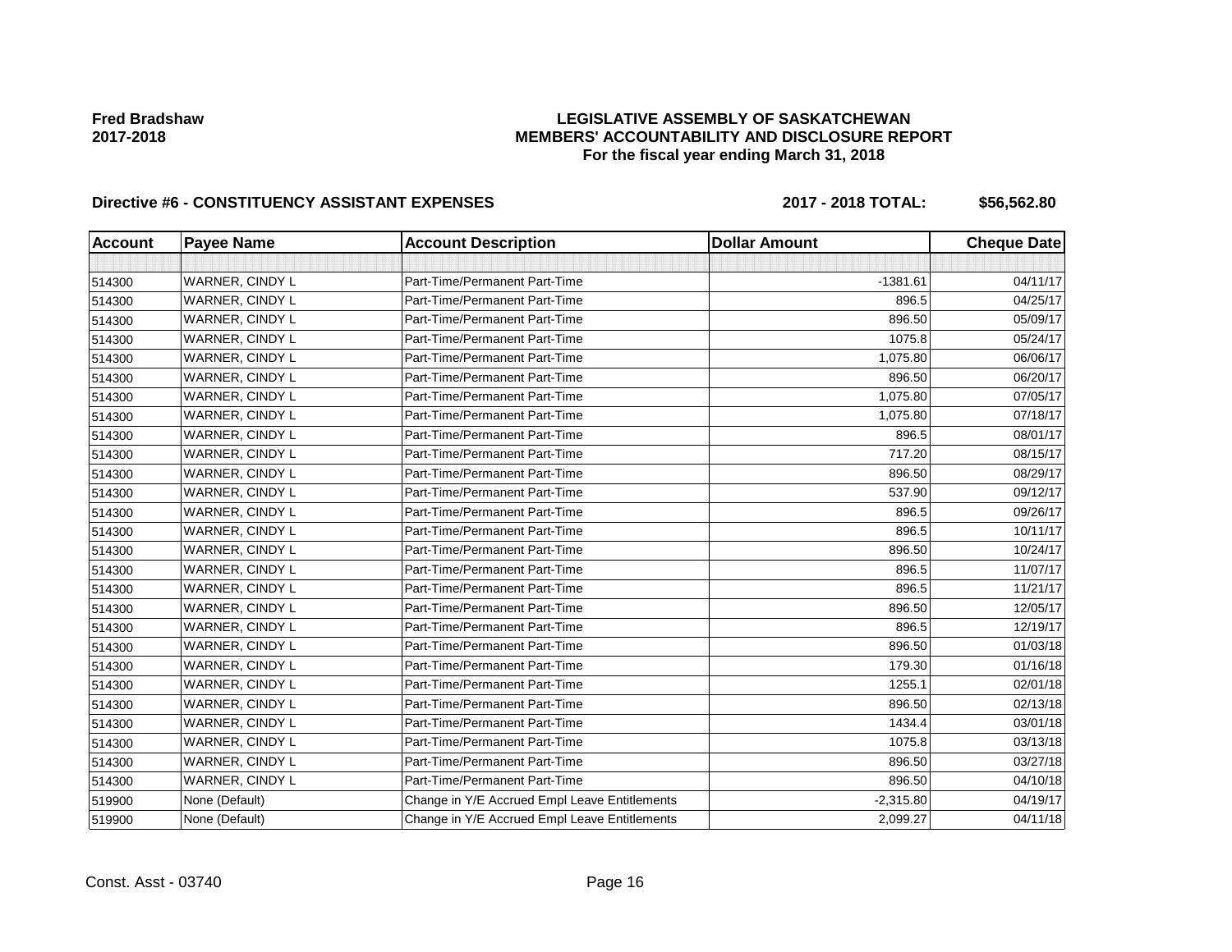Fred Bradshaw
2017-2018

# LEGISLATIVE ASSEMBLY OF SASKATCHEWAN
## MEMBERS' ACCOUNTABILITY AND DISCLOSURE REPORT
### For the fiscal year ending March 31, 2018

**Directive #6 - CONSTITUENCY ASSISTANT EXPENSES** **2017 - 2018 TOTAL: $56,562.80**

| Account | Payee Name | Account Description | Dollar Amount | Cheque Date |
|---|---|---|---|---|
| | | | | |
| 514300 | WARNER, CINDY L | Part-Time/Permanent Part-Time | -1381.61 | 04/11/17 |
| 514300 | WARNER, CINDY L | Part-Time/Permanent Part-Time | 896.5 | 04/25/17 |
| 514300 | WARNER, CINDY L | Part-Time/Permanent Part-Time | 896.50 | 05/09/17 |
| 514300 | WARNER, CINDY L | Part-Time/Permanent Part-Time | 1075.8 | 05/24/17 |
| 514300 | WARNER, CINDY L | Part-Time/Permanent Part-Time | 1,075.80 | 06/06/17 |
| 514300 | WARNER, CINDY L | Part-Time/Permanent Part-Time | 896.50 | 06/20/17 |
| 514300 | WARNER, CINDY L | Part-Time/Permanent Part-Time | 1,075.80 | 07/05/17 |
| 514300 | WARNER, CINDY L | Part-Time/Permanent Part-Time | 1,075.80 | 07/18/17 |
| 514300 | WARNER, CINDY L | Part-Time/Permanent Part-Time | 896.5 | 08/01/17 |
| 514300 | WARNER, CINDY L | Part-Time/Permanent Part-Time | 717.20 | 08/15/17 |
| 514300 | WARNER, CINDY L | Part-Time/Permanent Part-Time | 896.50 | 08/29/17 |
| 514300 | WARNER, CINDY L | Part-Time/Permanent Part-Time | 537.90 | 09/12/17 |
| 514300 | WARNER, CINDY L | Part-Time/Permanent Part-Time | 896.5 | 09/26/17 |
| 514300 | WARNER, CINDY L | Part-Time/Permanent Part-Time | 896.5 | 10/11/17 |
| 514300 | WARNER, CINDY L | Part-Time/Permanent Part-Time | 896.50 | 10/24/17 |
| 514300 | WARNER, CINDY L | Part-Time/Permanent Part-Time | 896.5 | 11/07/17 |
| 514300 | WARNER, CINDY L | Part-Time/Permanent Part-Time | 896.5 | 11/21/17 |
| 514300 | WARNER, CINDY L | Part-Time/Permanent Part-Time | 896.50 | 12/05/17 |
| 514300 | WARNER, CINDY L | Part-Time/Permanent Part-Time | 896.5 | 12/19/17 |
| 514300 | WARNER, CINDY L | Part-Time/Permanent Part-Time | 896.50 | 01/03/18 |
| 514300 | WARNER, CINDY L | Part-Time/Permanent Part-Time | 179.30 | 01/16/18 |
| 514300 | WARNER, CINDY L | Part-Time/Permanent Part-Time | 1255.1 | 02/01/18 |
| 514300 | WARNER, CINDY L | Part-Time/Permanent Part-Time | 896.50 | 02/13/18 |
| 514300 | WARNER, CINDY L | Part-Time/Permanent Part-Time | 1434.4 | 03/01/18 |
| 514300 | WARNER, CINDY L | Part-Time/Permanent Part-Time | 1075.8 | 03/13/18 |
| 514300 | WARNER, CINDY L | Part-Time/Permanent Part-Time | 896.50 | 03/27/18 |
| 514300 | WARNER, CINDY L | Part-Time/Permanent Part-Time | 896.50 | 04/10/18 |
| 519900 | None (Default) | Change in Y/E Accrued Empl Leave Entitlements | -2,315.80 | 04/19/17 |
| 519900 | None (Default) | Change in Y/E Accrued Empl Leave Entitlements | 2,099.27 | 04/11/18 |

Const. Asst - 03740